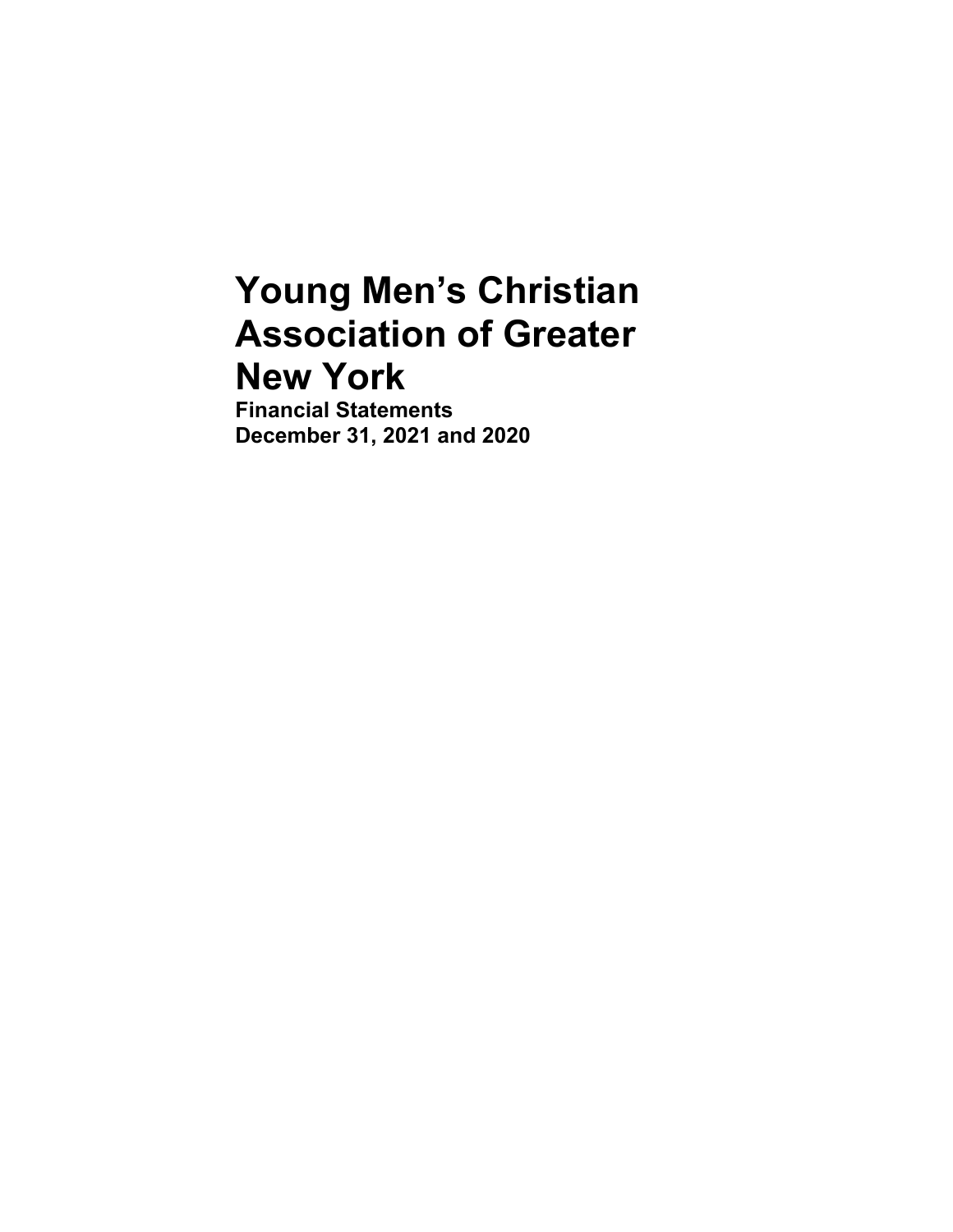# Young Men's Christian Association of Greater New York

**Financial Statements**
**December 31, 2021 and 2020**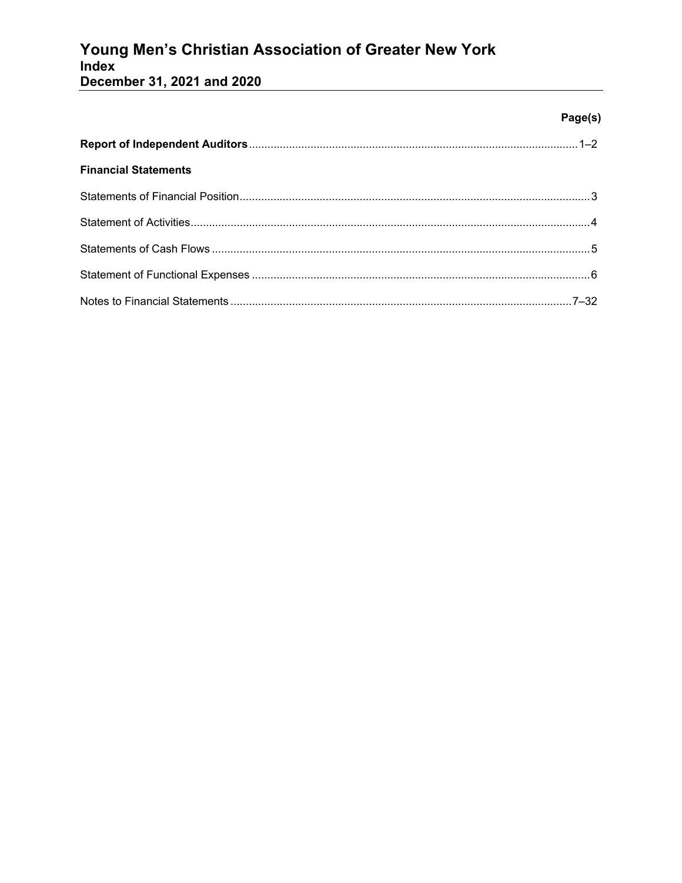# Young Men's Christian Association of Greater New York
## Index
## December 31, 2021 and 2020

| | Page(s) |
|---|---|
| **Report of Independent Auditors** | 1–2 |
| **Financial Statements** | |
| Statements of Financial Position | 3 |
| Statement of Activities | 4 |
| Statements of Cash Flows | 5 |
| Statement of Functional Expenses | 6 |
| Notes to Financial Statements | 7–32 |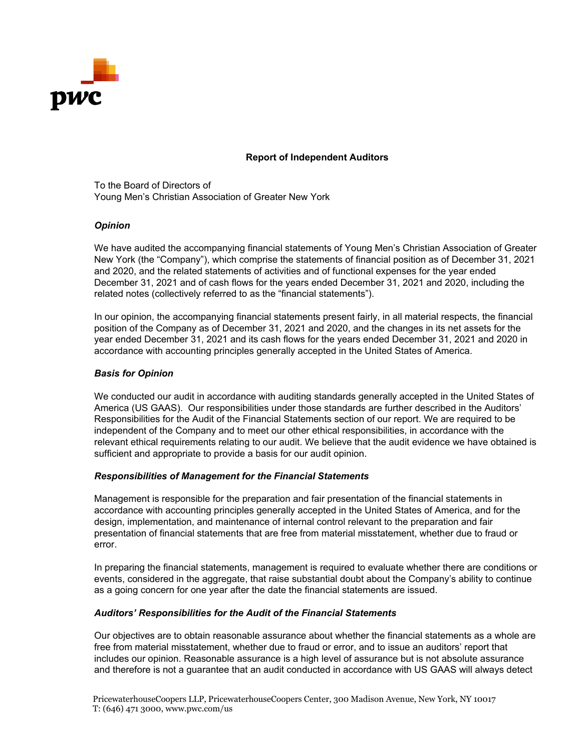## Report of Independent Auditors

To the Board of Directors of
Young Men's Christian Association of Greater New York

### *Opinion*

We have audited the accompanying financial statements of Young Men's Christian Association of Greater New York (the "Company"), which comprise the statements of financial position as of December 31, 2021 and 2020, and the related statements of activities and of functional expenses for the year ended December 31, 2021 and of cash flows for the years ended December 31, 2021 and 2020, including the related notes (collectively referred to as the "financial statements").

In our opinion, the accompanying financial statements present fairly, in all material respects, the financial position of the Company as of December 31, 2021 and 2020, and the changes in its net assets for the year ended December 31, 2021 and its cash flows for the years ended December 31, 2021 and 2020 in accordance with accounting principles generally accepted in the United States of America.

### *Basis for Opinion*

We conducted our audit in accordance with auditing standards generally accepted in the United States of America (US GAAS). Our responsibilities under those standards are further described in the Auditors' Responsibilities for the Audit of the Financial Statements section of our report. We are required to be independent of the Company and to meet our other ethical responsibilities, in accordance with the relevant ethical requirements relating to our audit. We believe that the audit evidence we have obtained is sufficient and appropriate to provide a basis for our audit opinion.

### *Responsibilities of Management for the Financial Statements*

Management is responsible for the preparation and fair presentation of the financial statements in accordance with accounting principles generally accepted in the United States of America, and for the design, implementation, and maintenance of internal control relevant to the preparation and fair presentation of financial statements that are free from material misstatement, whether due to fraud or error.

In preparing the financial statements, management is required to evaluate whether there are conditions or events, considered in the aggregate, that raise substantial doubt about the Company's ability to continue as a going concern for one year after the date the financial statements are issued.

### *Auditors' Responsibilities for the Audit of the Financial Statements*

Our objectives are to obtain reasonable assurance about whether the financial statements as a whole are free from material misstatement, whether due to fraud or error, and to issue an auditors' report that includes our opinion. Reasonable assurance is a high level of assurance but is not absolute assurance and therefore is not a guarantee that an audit conducted in accordance with US GAAS will always detect

PricewaterhouseCoopers LLP, PricewaterhouseCoopers Center, 300 Madison Avenue, New York, NY 10017
T: (646) 471 3000, www.pwc.com/us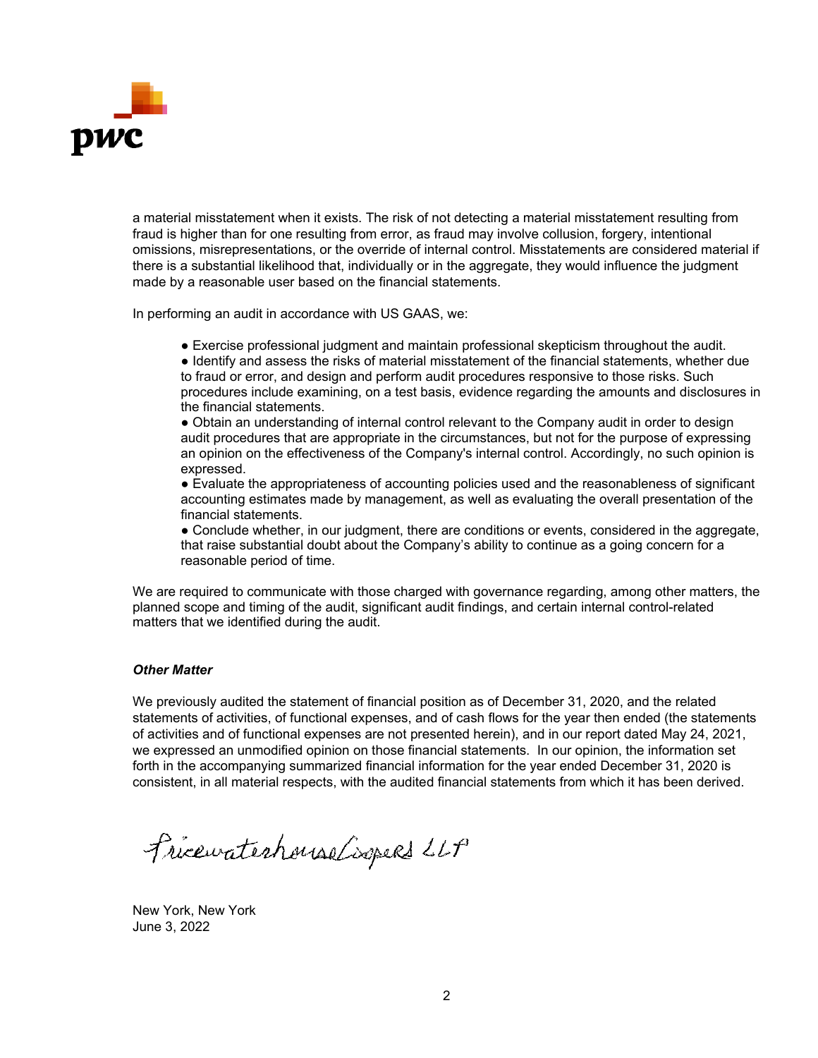a material misstatement when it exists. The risk of not detecting a material misstatement resulting from fraud is higher than for one resulting from error, as fraud may involve collusion, forgery, intentional omissions, misrepresentations, or the override of internal control. Misstatements are considered material if there is a substantial likelihood that, individually or in the aggregate, they would influence the judgment made by a reasonable user based on the financial statements.

In performing an audit in accordance with US GAAS, we:

- Exercise professional judgment and maintain professional skepticism throughout the audit.
- Identify and assess the risks of material misstatement of the financial statements, whether due to fraud or error, and design and perform audit procedures responsive to those risks. Such procedures include examining, on a test basis, evidence regarding the amounts and disclosures in the financial statements.
- Obtain an understanding of internal control relevant to the Company audit in order to design audit procedures that are appropriate in the circumstances, but not for the purpose of expressing an opinion on the effectiveness of the Company's internal control. Accordingly, no such opinion is expressed.
- Evaluate the appropriateness of accounting policies used and the reasonableness of significant accounting estimates made by management, as well as evaluating the overall presentation of the financial statements.
- Conclude whether, in our judgment, there are conditions or events, considered in the aggregate, that raise substantial doubt about the Company's ability to continue as a going concern for a reasonable period of time.

We are required to communicate with those charged with governance regarding, among other matters, the planned scope and timing of the audit, significant audit findings, and certain internal control-related matters that we identified during the audit.

***Other Matter***

We previously audited the statement of financial position as of December 31, 2020, and the related statements of activities, of functional expenses, and of cash flows for the year then ended (the statements of activities and of functional expenses are not presented herein), and in our report dated May 24, 2021, we expressed an unmodified opinion on those financial statements. In our opinion, the information set forth in the accompanying summarized financial information for the year ended December 31, 2020 is consistent, in all material respects, with the audited financial statements from which it has been derived.

PricewaterhouseCoopers LLP

New York, New York
June 3, 2022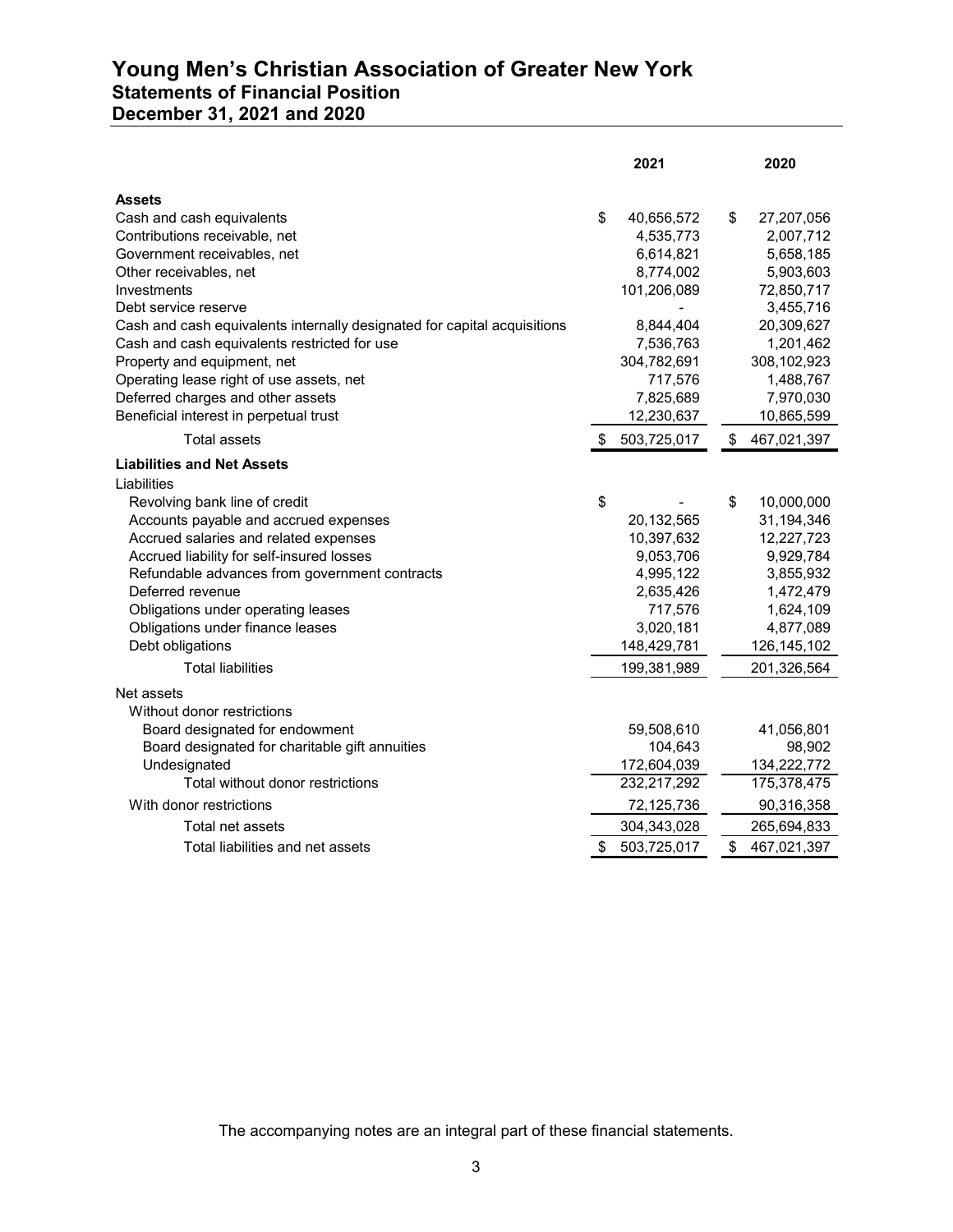# Young Men's Christian Association of Greater New York
## Statements of Financial Position
## December 31, 2021 and 2020

| | 2021 | 2020 |
|---|---|---|
| **Assets** | | |
| Cash and cash equivalents | $ 40,656,572 | $ 27,207,056 |
| Contributions receivable, net | 4,535,773 | 2,007,712 |
| Government receivables, net | 6,614,821 | 5,658,185 |
| Other receivables, net | 8,774,002 | 5,903,603 |
| Investments | 101,206,089 | 72,850,717 |
| Debt service reserve | - | 3,455,716 |
| Cash and cash equivalents internally designated for capital acquisitions | 8,844,404 | 20,309,627 |
| Cash and cash equivalents restricted for use | 7,536,763 | 1,201,462 |
| Property and equipment, net | 304,782,691 | 308,102,923 |
| Operating lease right of use assets, net | 717,576 | 1,488,767 |
| Deferred charges and other assets | 7,825,689 | 7,970,030 |
| Beneficial interest in perpetual trust | 12,230,637 | 10,865,599 |
| Total assets | $ 503,725,017 | $ 467,021,397 |
| **Liabilities and Net Assets** | | |
| Liabilities | | |
| Revolving bank line of credit | $ - | $ 10,000,000 |
| Accounts payable and accrued expenses | 20,132,565 | 31,194,346 |
| Accrued salaries and related expenses | 10,397,632 | 12,227,723 |
| Accrued liability for self-insured losses | 9,053,706 | 9,929,784 |
| Refundable advances from government contracts | 4,995,122 | 3,855,932 |
| Deferred revenue | 2,635,426 | 1,472,479 |
| Obligations under operating leases | 717,576 | 1,624,109 |
| Obligations under finance leases | 3,020,181 | 4,877,089 |
| Debt obligations | 148,429,781 | 126,145,102 |
| Total liabilities | 199,381,989 | 201,326,564 |
| Net assets | | |
| Without donor restrictions | | |
| Board designated for endowment | 59,508,610 | 41,056,801 |
| Board designated for charitable gift annuities | 104,643 | 98,902 |
| Undesignated | 172,604,039 | 134,222,772 |
| Total without donor restrictions | 232,217,292 | 175,378,475 |
| With donor restrictions | 72,125,736 | 90,316,358 |
| Total net assets | 304,343,028 | 265,694,833 |
| Total liabilities and net assets | $ 503,725,017 | $ 467,021,397 |

The accompanying notes are an integral part of these financial statements.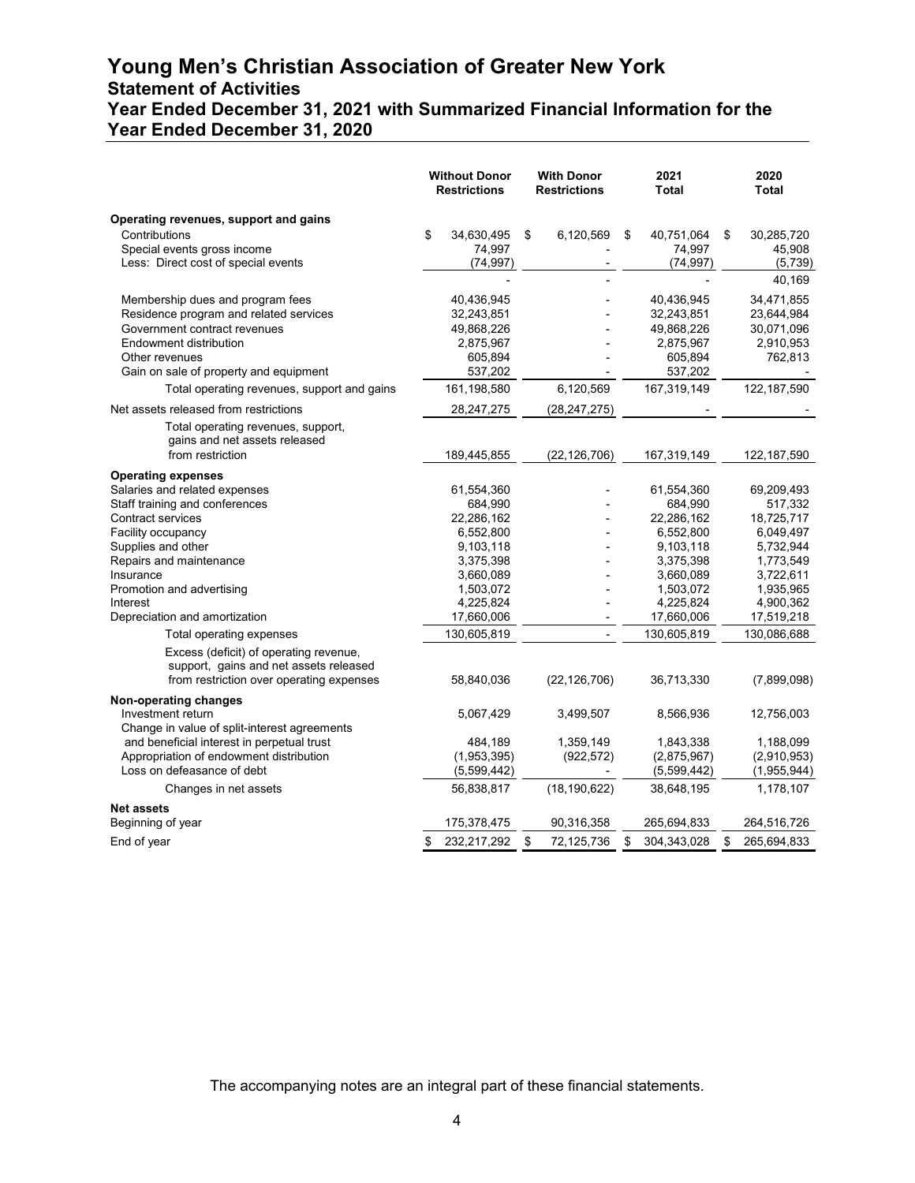# Young Men's Christian Association of Greater New York

## Statement of Activities

## Year Ended December 31, 2021 with Summarized Financial Information for the Year Ended December 31, 2020

| | Without Donor Restrictions | With Donor Restrictions | 2021 Total | 2020 Total |
|---|---|---|---|---|
| **Operating revenues, support and gains** | | | | |
| Contributions | $ 34,630,495 | $ 6,120,569 | $ 40,751,064 | $ 30,285,720 |
| Special events gross income | 74,997 | - | 74,997 | 45,908 |
| Less: Direct cost of special events | (74,997) | - | (74,997) | (5,739) |
| | - | - | - | 40,169 |
| Membership dues and program fees | 40,436,945 | - | 40,436,945 | 34,471,855 |
| Residence program and related services | 32,243,851 | - | 32,243,851 | 23,644,984 |
| Government contract revenues | 49,868,226 | - | 49,868,226 | 30,071,096 |
| Endowment distribution | 2,875,967 | - | 2,875,967 | 2,910,953 |
| Other revenues | 605,894 | - | 605,894 | 762,813 |
| Gain on sale of property and equipment | 537,202 | - | 537,202 | - |
| Total operating revenues, support and gains | 161,198,580 | 6,120,569 | 167,319,149 | 122,187,590 |
| Net assets released from restrictions | 28,247,275 | (28,247,275) | - | - |
| Total operating revenues, support, gains and net assets released from restriction | 189,445,855 | (22,126,706) | 167,319,149 | 122,187,590 |
| **Operating expenses** | | | | |
| Salaries and related expenses | 61,554,360 | - | 61,554,360 | 69,209,493 |
| Staff training and conferences | 684,990 | - | 684,990 | 517,332 |
| Contract services | 22,286,162 | - | 22,286,162 | 18,725,717 |
| Facility occupancy | 6,552,800 | - | 6,552,800 | 6,049,497 |
| Supplies and other | 9,103,118 | - | 9,103,118 | 5,732,944 |
| Repairs and maintenance | 3,375,398 | - | 3,375,398 | 1,773,549 |
| Insurance | 3,660,089 | - | 3,660,089 | 3,722,611 |
| Promotion and advertising | 1,503,072 | - | 1,503,072 | 1,935,965 |
| Interest | 4,225,824 | - | 4,225,824 | 4,900,362 |
| Depreciation and amortization | 17,660,006 | - | 17,660,006 | 17,519,218 |
| Total operating expenses | 130,605,819 | - | 130,605,819 | 130,086,688 |
| Excess (deficit) of operating revenue, support, gains and net assets released from restriction over operating expenses | 58,840,036 | (22,126,706) | 36,713,330 | (7,899,098) |
| **Non-operating changes** | | | | |
| Investment return | 5,067,429 | 3,499,507 | 8,566,936 | 12,756,003 |
| Change in value of split-interest agreements and beneficial interest in perpetual trust | 484,189 | 1,359,149 | 1,843,338 | 1,188,099 |
| Appropriation of endowment distribution | (1,953,395) | (922,572) | (2,875,967) | (2,910,953) |
| Loss on defeasance of debt | (5,599,442) | - | (5,599,442) | (1,955,944) |
| Changes in net assets | 56,838,817 | (18,190,622) | 38,648,195 | 1,178,107 |
| **Net assets** | | | | |
| Beginning of year | 175,378,475 | 90,316,358 | 265,694,833 | 264,516,726 |
| End of year | $ 232,217,292 | $ 72,125,736 | $ 304,343,028 | $ 265,694,833 |

The accompanying notes are an integral part of these financial statements.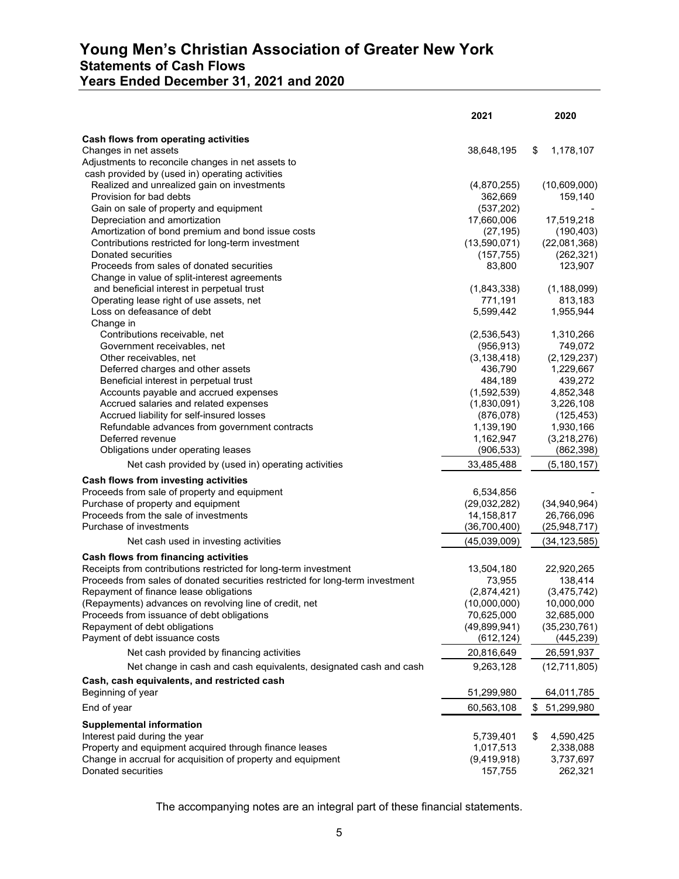# Young Men's Christian Association of Greater New York
## Statements of Cash Flows
## Years Ended December 31, 2021 and 2020

| | 2021 | 2020 |
|---|---|---|
| **Cash flows from operating activities** | | |
| Changes in net assets | 38,648,195 | $ 1,178,107 |
| Adjustments to reconcile changes in net assets to cash provided by (used in) operating activities | | |
| Realized and unrealized gain on investments | (4,870,255) | (10,609,000) |
| Provision for bad debts | 362,669 | 159,140 |
| Gain on sale of property and equipment | (537,202) | - |
| Depreciation and amortization | 17,660,006 | 17,519,218 |
| Amortization of bond premium and bond issue costs | (27,195) | (190,403) |
| Contributions restricted for long-term investment | (13,590,071) | (22,081,368) |
| Donated securities | (157,755) | (262,321) |
| Proceeds from sales of donated securities | 83,800 | 123,907 |
| Change in value of split-interest agreements and beneficial interest in perpetual trust | (1,843,338) | (1,188,099) |
| Operating lease right of use assets, net | 771,191 | 813,183 |
| Loss on defeasance of debt | 5,599,442 | 1,955,944 |
| Change in | | |
| Contributions receivable, net | (2,536,543) | 1,310,266 |
| Government receivables, net | (956,913) | 749,072 |
| Other receivables, net | (3,138,418) | (2,129,237) |
| Deferred charges and other assets | 436,790 | 1,229,667 |
| Beneficial interest in perpetual trust | 484,189 | 439,272 |
| Accounts payable and accrued expenses | (1,592,539) | 4,852,348 |
| Accrued salaries and related expenses | (1,830,091) | 3,226,108 |
| Accrued liability for self-insured losses | (876,078) | (125,453) |
| Refundable advances from government contracts | 1,139,190 | 1,930,166 |
| Deferred revenue | 1,162,947 | (3,218,276) |
| Obligations under operating leases | (906,533) | (862,398) |
| Net cash provided by (used in) operating activities | 33,485,488 | (5,180,157) |
| **Cash flows from investing activities** | | |
| Proceeds from sale of property and equipment | 6,534,856 | - |
| Purchase of property and equipment | (29,032,282) | (34,940,964) |
| Proceeds from the sale of investments | 14,158,817 | 26,766,096 |
| Purchase of investments | (36,700,400) | (25,948,717) |
| Net cash used in investing activities | (45,039,009) | (34,123,585) |
| **Cash flows from financing activities** | | |
| Receipts from contributions restricted for long-term investment | 13,504,180 | 22,920,265 |
| Proceeds from sales of donated securities restricted for long-term investment | 73,955 | 138,414 |
| Repayment of finance lease obligations | (2,874,421) | (3,475,742) |
| (Repayments) advances on revolving line of credit, net | (10,000,000) | 10,000,000 |
| Proceeds from issuance of debt obligations | 70,625,000 | 32,685,000 |
| Repayment of debt obligations | (49,899,941) | (35,230,761) |
| Payment of debt issuance costs | (612,124) | (445,239) |
| Net cash provided by financing activities | 20,816,649 | 26,591,937 |
| Net change in cash and cash equivalents, designated cash and cash | 9,263,128 | (12,711,805) |
| **Cash, cash equivalents, and restricted cash** | | |
| Beginning of year | 51,299,980 | 64,011,785 |
| End of year | 60,563,108 | $ 51,299,980 |
| **Supplemental information** | | |
| Interest paid during the year | 5,739,401 | $ 4,590,425 |
| Property and equipment acquired through finance leases | 1,017,513 | 2,338,088 |
| Change in accrual for acquisition of property and equipment | (9,419,918) | 3,737,697 |
| Donated securities | 157,755 | 262,321 |

The accompanying notes are an integral part of these financial statements.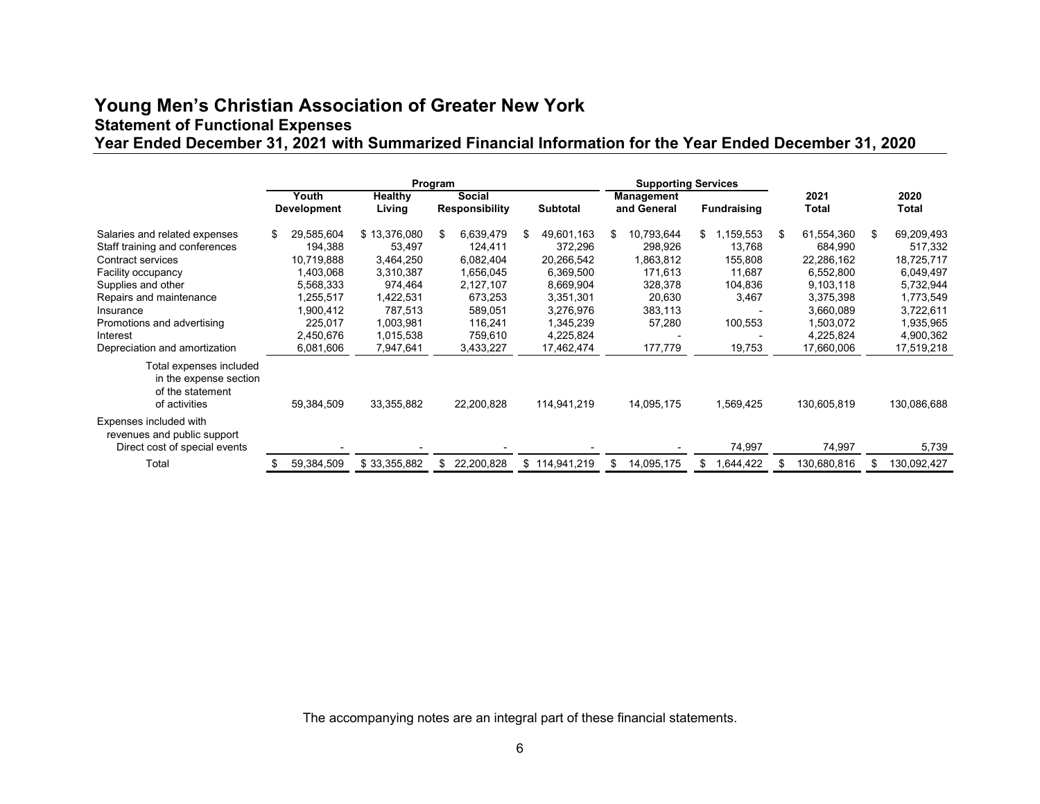# Young Men's Christian Association of Greater New York

## Statement of Functional Expenses

## Year Ended December 31, 2021 with Summarized Financial Information for the Year Ended December 31, 2020

| | Program | | | | Supporting Services | | | |
|---|---|---|---|---|---|---|---|---|
| | Youth Development | Healthy Living | Social Responsibility | Subtotal | Management and General | Fundraising | 2021 Total | 2020 Total |
| Salaries and related expenses | $ 29,585,604 | $ 13,376,080 | $ 6,639,479 | $ 49,601,163 | $ 10,793,644 | $ 1,159,553 | $ 61,554,360 | $ 69,209,493 |
| Staff training and conferences | 194,388 | 53,497 | 124,411 | 372,296 | 298,926 | 13,768 | 684,990 | 517,332 |
| Contract services | 10,719,888 | 3,464,250 | 6,082,404 | 20,266,542 | 1,863,812 | 155,808 | 22,286,162 | 18,725,717 |
| Facility occupancy | 1,403,068 | 3,310,387 | 1,656,045 | 6,369,500 | 171,613 | 11,687 | 6,552,800 | 6,049,497 |
| Supplies and other | 5,568,333 | 974,464 | 2,127,107 | 8,669,904 | 328,378 | 104,836 | 9,103,118 | 5,732,944 |
| Repairs and maintenance | 1,255,517 | 1,422,531 | 673,253 | 3,351,301 | 20,630 | 3,467 | 3,375,398 | 1,773,549 |
| Insurance | 1,900,412 | 787,513 | 589,051 | 3,276,976 | 383,113 | - | 3,660,089 | 3,722,611 |
| Promotions and advertising | 225,017 | 1,003,981 | 116,241 | 1,345,239 | 57,280 | 100,553 | 1,503,072 | 1,935,965 |
| Interest | 2,450,676 | 1,015,538 | 759,610 | 4,225,824 | - | - | 4,225,824 | 4,900,362 |
| Depreciation and amortization | 6,081,606 | 7,947,641 | 3,433,227 | 17,462,474 | 177,779 | 19,753 | 17,660,006 | 17,519,218 |
| Total expenses included in the expense section of the statement of activities | 59,384,509 | 33,355,882 | 22,200,828 | 114,941,219 | 14,095,175 | 1,569,425 | 130,605,819 | 130,086,688 |
| Expenses included with revenues and public support | | | | | | | | |
| Direct cost of special events | - | - | - | - | - | 74,997 | 74,997 | 5,739 |
| Total | $ 59,384,509 | $ 33,355,882 | $ 22,200,828 | $ 114,941,219 | $ 14,095,175 | $ 1,644,422 | $ 130,680,816 | $ 130,092,427 |

The accompanying notes are an integral part of these financial statements.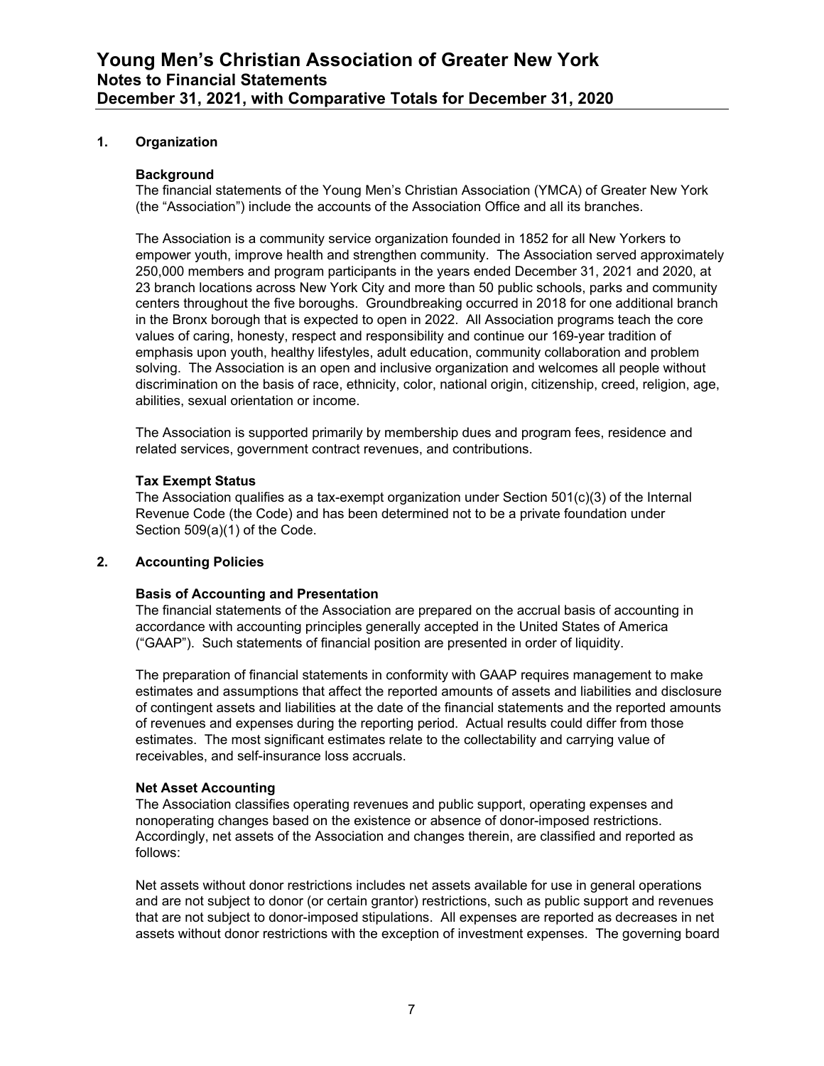## 1. Organization

### Background

The financial statements of the Young Men's Christian Association (YMCA) of Greater New York (the "Association") include the accounts of the Association Office and all its branches.

The Association is a community service organization founded in 1852 for all New Yorkers to empower youth, improve health and strengthen community. The Association served approximately 250,000 members and program participants in the years ended December 31, 2021 and 2020, at 23 branch locations across New York City and more than 50 public schools, parks and community centers throughout the five boroughs. Groundbreaking occurred in 2018 for one additional branch in the Bronx borough that is expected to open in 2022. All Association programs teach the core values of caring, honesty, respect and responsibility and continue our 169-year tradition of emphasis upon youth, healthy lifestyles, adult education, community collaboration and problem solving. The Association is an open and inclusive organization and welcomes all people without discrimination on the basis of race, ethnicity, color, national origin, citizenship, creed, religion, age, abilities, sexual orientation or income.

The Association is supported primarily by membership dues and program fees, residence and related services, government contract revenues, and contributions.

### Tax Exempt Status

The Association qualifies as a tax-exempt organization under Section 501(c)(3) of the Internal Revenue Code (the Code) and has been determined not to be a private foundation under Section 509(a)(1) of the Code.

## 2. Accounting Policies

### Basis of Accounting and Presentation

The financial statements of the Association are prepared on the accrual basis of accounting in accordance with accounting principles generally accepted in the United States of America ("GAAP"). Such statements of financial position are presented in order of liquidity.

The preparation of financial statements in conformity with GAAP requires management to make estimates and assumptions that affect the reported amounts of assets and liabilities and disclosure of contingent assets and liabilities at the date of the financial statements and the reported amounts of revenues and expenses during the reporting period. Actual results could differ from those estimates. The most significant estimates relate to the collectability and carrying value of receivables, and self-insurance loss accruals.

### Net Asset Accounting

The Association classifies operating revenues and public support, operating expenses and nonoperating changes based on the existence or absence of donor-imposed restrictions. Accordingly, net assets of the Association and changes therein, are classified and reported as follows:

Net assets without donor restrictions includes net assets available for use in general operations and are not subject to donor (or certain grantor) restrictions, such as public support and revenues that are not subject to donor-imposed stipulations. All expenses are reported as decreases in net assets without donor restrictions with the exception of investment expenses. The governing board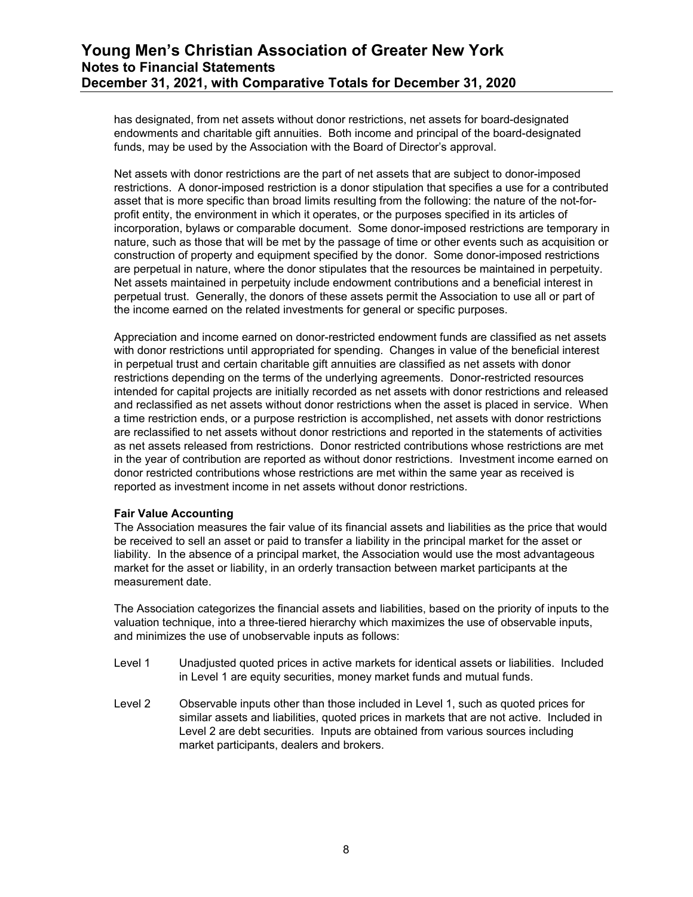has designated, from net assets without donor restrictions, net assets for board-designated endowments and charitable gift annuities. Both income and principal of the board-designated funds, may be used by the Association with the Board of Director's approval.

Net assets with donor restrictions are the part of net assets that are subject to donor-imposed restrictions. A donor-imposed restriction is a donor stipulation that specifies a use for a contributed asset that is more specific than broad limits resulting from the following: the nature of the not-for-profit entity, the environment in which it operates, or the purposes specified in its articles of incorporation, bylaws or comparable document. Some donor-imposed restrictions are temporary in nature, such as those that will be met by the passage of time or other events such as acquisition or construction of property and equipment specified by the donor. Some donor-imposed restrictions are perpetual in nature, where the donor stipulates that the resources be maintained in perpetuity. Net assets maintained in perpetuity include endowment contributions and a beneficial interest in perpetual trust. Generally, the donors of these assets permit the Association to use all or part of the income earned on the related investments for general or specific purposes.

Appreciation and income earned on donor-restricted endowment funds are classified as net assets with donor restrictions until appropriated for spending. Changes in value of the beneficial interest in perpetual trust and certain charitable gift annuities are classified as net assets with donor restrictions depending on the terms of the underlying agreements. Donor-restricted resources intended for capital projects are initially recorded as net assets with donor restrictions and released and reclassified as net assets without donor restrictions when the asset is placed in service. When a time restriction ends, or a purpose restriction is accomplished, net assets with donor restrictions are reclassified to net assets without donor restrictions and reported in the statements of activities as net assets released from restrictions. Donor restricted contributions whose restrictions are met in the year of contribution are reported as without donor restrictions. Investment income earned on donor restricted contributions whose restrictions are met within the same year as received is reported as investment income in net assets without donor restrictions.

**Fair Value Accounting**

The Association measures the fair value of its financial assets and liabilities as the price that would be received to sell an asset or paid to transfer a liability in the principal market for the asset or liability. In the absence of a principal market, the Association would use the most advantageous market for the asset or liability, in an orderly transaction between market participants at the measurement date.

The Association categorizes the financial assets and liabilities, based on the priority of inputs to the valuation technique, into a three-tiered hierarchy which maximizes the use of observable inputs, and minimizes the use of unobservable inputs as follows:

- Level 1 — Unadjusted quoted prices in active markets for identical assets or liabilities. Included in Level 1 are equity securities, money market funds and mutual funds.
- Level 2 — Observable inputs other than those included in Level 1, such as quoted prices for similar assets and liabilities, quoted prices in markets that are not active. Included in Level 2 are debt securities. Inputs are obtained from various sources including market participants, dealers and brokers.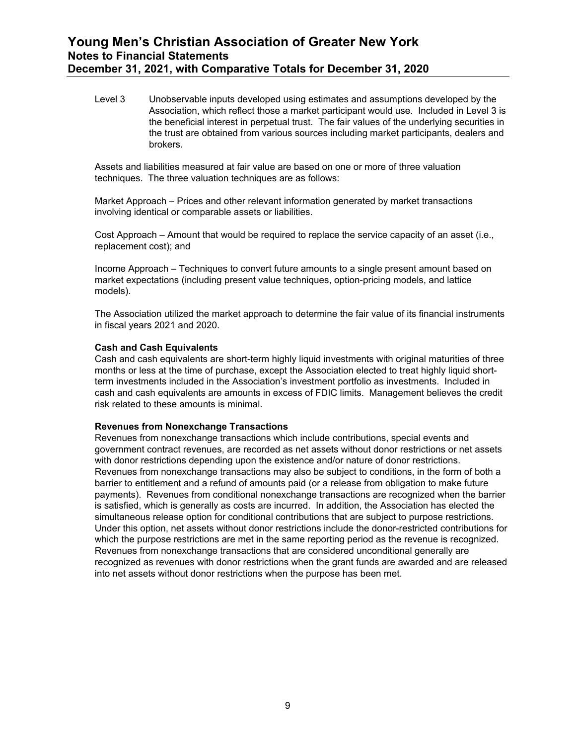Level 3 Unobservable inputs developed using estimates and assumptions developed by the Association, which reflect those a market participant would use. Included in Level 3 is the beneficial interest in perpetual trust. The fair values of the underlying securities in the trust are obtained from various sources including market participants, dealers and brokers.

Assets and liabilities measured at fair value are based on one or more of three valuation techniques. The three valuation techniques are as follows:

Market Approach – Prices and other relevant information generated by market transactions involving identical or comparable assets or liabilities.

Cost Approach – Amount that would be required to replace the service capacity of an asset (i.e., replacement cost); and

Income Approach – Techniques to convert future amounts to a single present amount based on market expectations (including present value techniques, option-pricing models, and lattice models).

The Association utilized the market approach to determine the fair value of its financial instruments in fiscal years 2021 and 2020.

**Cash and Cash Equivalents**
Cash and cash equivalents are short-term highly liquid investments with original maturities of three months or less at the time of purchase, except the Association elected to treat highly liquid short-term investments included in the Association's investment portfolio as investments. Included in cash and cash equivalents are amounts in excess of FDIC limits. Management believes the credit risk related to these amounts is minimal.

**Revenues from Nonexchange Transactions**
Revenues from nonexchange transactions which include contributions, special events and government contract revenues, are recorded as net assets without donor restrictions or net assets with donor restrictions depending upon the existence and/or nature of donor restrictions. Revenues from nonexchange transactions may also be subject to conditions, in the form of both a barrier to entitlement and a refund of amounts paid (or a release from obligation to make future payments). Revenues from conditional nonexchange transactions are recognized when the barrier is satisfied, which is generally as costs are incurred. In addition, the Association has elected the simultaneous release option for conditional contributions that are subject to purpose restrictions. Under this option, net assets without donor restrictions include the donor-restricted contributions for which the purpose restrictions are met in the same reporting period as the revenue is recognized. Revenues from nonexchange transactions that are considered unconditional generally are recognized as revenues with donor restrictions when the grant funds are awarded and are released into net assets without donor restrictions when the purpose has been met.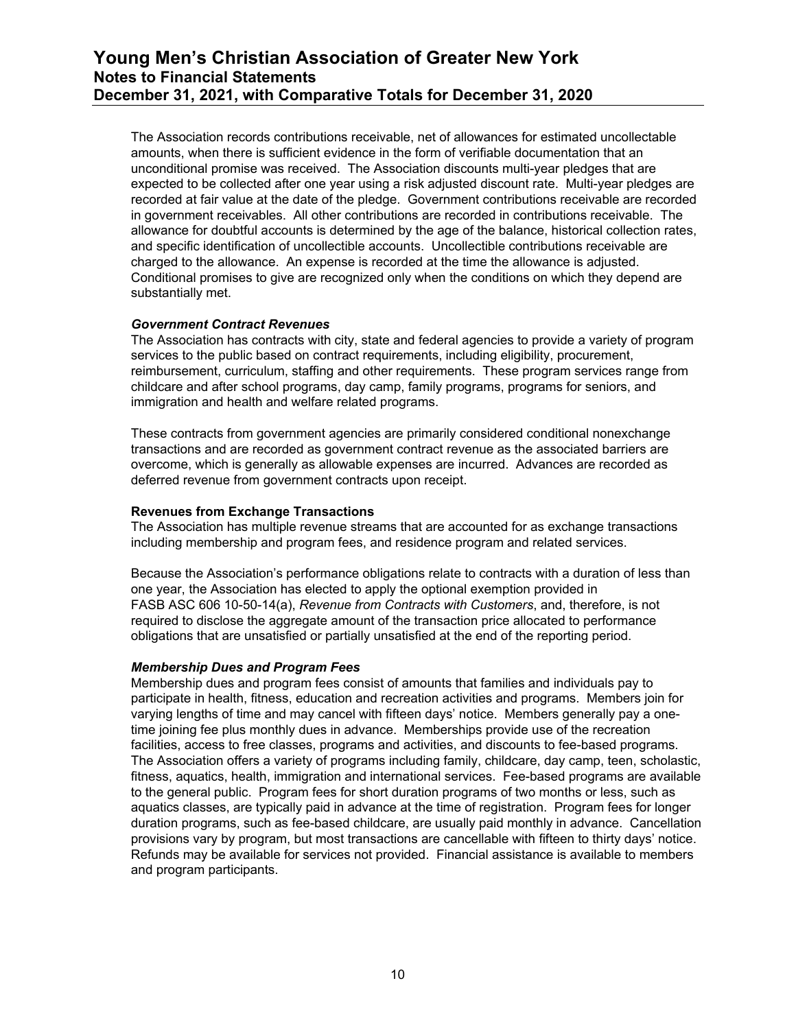The Association records contributions receivable, net of allowances for estimated uncollectable amounts, when there is sufficient evidence in the form of verifiable documentation that an unconditional promise was received. The Association discounts multi-year pledges that are expected to be collected after one year using a risk adjusted discount rate. Multi-year pledges are recorded at fair value at the date of the pledge. Government contributions receivable are recorded in government receivables. All other contributions are recorded in contributions receivable. The allowance for doubtful accounts is determined by the age of the balance, historical collection rates, and specific identification of uncollectible accounts. Uncollectible contributions receivable are charged to the allowance. An expense is recorded at the time the allowance is adjusted. Conditional promises to give are recognized only when the conditions on which they depend are substantially met.

***Government Contract Revenues***

The Association has contracts with city, state and federal agencies to provide a variety of program services to the public based on contract requirements, including eligibility, procurement, reimbursement, curriculum, staffing and other requirements. These program services range from childcare and after school programs, day camp, family programs, programs for seniors, and immigration and health and welfare related programs.

These contracts from government agencies are primarily considered conditional nonexchange transactions and are recorded as government contract revenue as the associated barriers are overcome, which is generally as allowable expenses are incurred. Advances are recorded as deferred revenue from government contracts upon receipt.

**Revenues from Exchange Transactions**

The Association has multiple revenue streams that are accounted for as exchange transactions including membership and program fees, and residence program and related services.

Because the Association's performance obligations relate to contracts with a duration of less than one year, the Association has elected to apply the optional exemption provided in FASB ASC 606 10-50-14(a), *Revenue from Contracts with Customers*, and, therefore, is not required to disclose the aggregate amount of the transaction price allocated to performance obligations that are unsatisfied or partially unsatisfied at the end of the reporting period.

***Membership Dues and Program Fees***

Membership dues and program fees consist of amounts that families and individuals pay to participate in health, fitness, education and recreation activities and programs. Members join for varying lengths of time and may cancel with fifteen days' notice. Members generally pay a one-time joining fee plus monthly dues in advance. Memberships provide use of the recreation facilities, access to free classes, programs and activities, and discounts to fee-based programs. The Association offers a variety of programs including family, childcare, day camp, teen, scholastic, fitness, aquatics, health, immigration and international services. Fee-based programs are available to the general public. Program fees for short duration programs of two months or less, such as aquatics classes, are typically paid in advance at the time of registration. Program fees for longer duration programs, such as fee-based childcare, are usually paid monthly in advance. Cancellation provisions vary by program, but most transactions are cancellable with fifteen to thirty days' notice. Refunds may be available for services not provided. Financial assistance is available to members and program participants.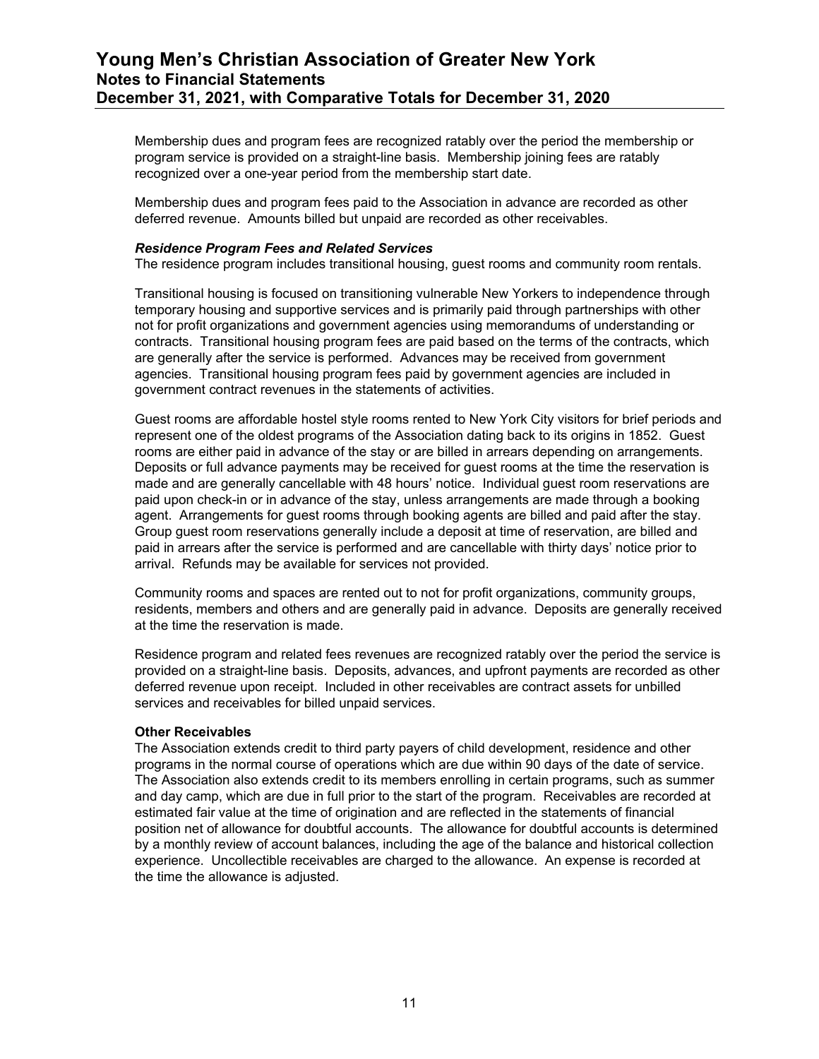Membership dues and program fees are recognized ratably over the period the membership or program service is provided on a straight-line basis. Membership joining fees are ratably recognized over a one-year period from the membership start date.

Membership dues and program fees paid to the Association in advance are recorded as other deferred revenue. Amounts billed but unpaid are recorded as other receivables.

***Residence Program Fees and Related Services***

The residence program includes transitional housing, guest rooms and community room rentals.

Transitional housing is focused on transitioning vulnerable New Yorkers to independence through temporary housing and supportive services and is primarily paid through partnerships with other not for profit organizations and government agencies using memorandums of understanding or contracts. Transitional housing program fees are paid based on the terms of the contracts, which are generally after the service is performed. Advances may be received from government agencies. Transitional housing program fees paid by government agencies are included in government contract revenues in the statements of activities.

Guest rooms are affordable hostel style rooms rented to New York City visitors for brief periods and represent one of the oldest programs of the Association dating back to its origins in 1852. Guest rooms are either paid in advance of the stay or are billed in arrears depending on arrangements. Deposits or full advance payments may be received for guest rooms at the time the reservation is made and are generally cancellable with 48 hours' notice. Individual guest room reservations are paid upon check-in or in advance of the stay, unless arrangements are made through a booking agent. Arrangements for guest rooms through booking agents are billed and paid after the stay. Group guest room reservations generally include a deposit at time of reservation, are billed and paid in arrears after the service is performed and are cancellable with thirty days' notice prior to arrival. Refunds may be available for services not provided.

Community rooms and spaces are rented out to not for profit organizations, community groups, residents, members and others and are generally paid in advance. Deposits are generally received at the time the reservation is made.

Residence program and related fees revenues are recognized ratably over the period the service is provided on a straight-line basis. Deposits, advances, and upfront payments are recorded as other deferred revenue upon receipt. Included in other receivables are contract assets for unbilled services and receivables for billed unpaid services.

**Other Receivables**

The Association extends credit to third party payers of child development, residence and other programs in the normal course of operations which are due within 90 days of the date of service. The Association also extends credit to its members enrolling in certain programs, such as summer and day camp, which are due in full prior to the start of the program. Receivables are recorded at estimated fair value at the time of origination and are reflected in the statements of financial position net of allowance for doubtful accounts. The allowance for doubtful accounts is determined by a monthly review of account balances, including the age of the balance and historical collection experience. Uncollectible receivables are charged to the allowance. An expense is recorded at the time the allowance is adjusted.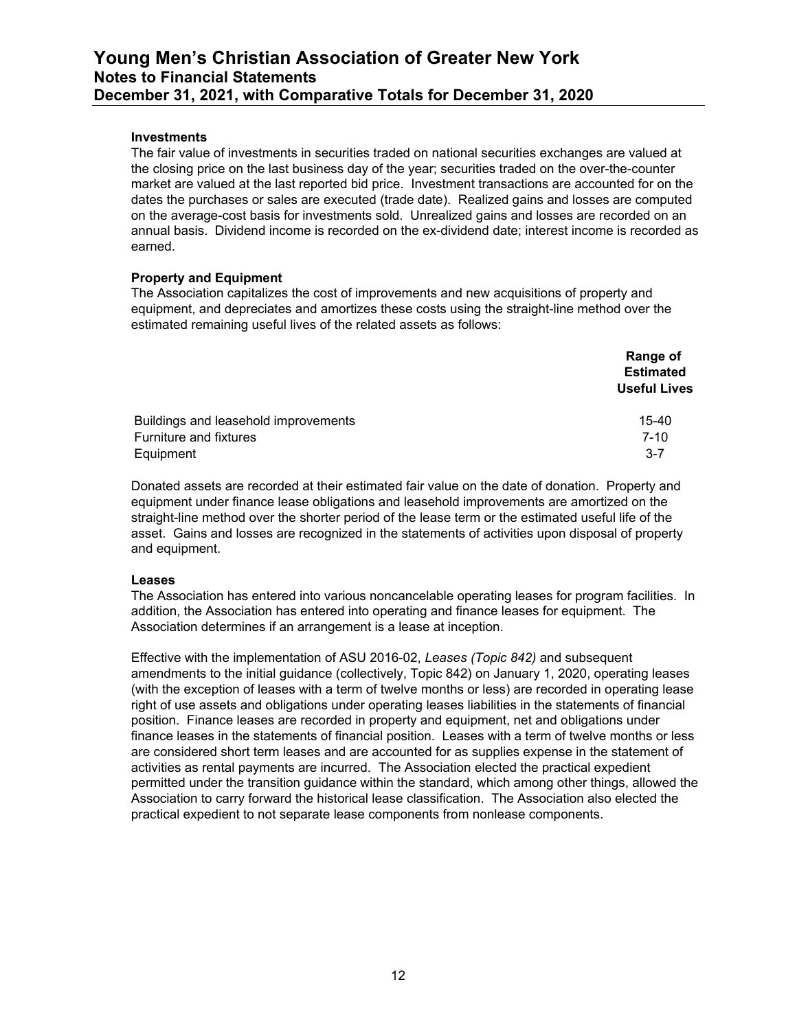### Investments

The fair value of investments in securities traded on national securities exchanges are valued at the closing price on the last business day of the year; securities traded on the over-the-counter market are valued at the last reported bid price. Investment transactions are accounted for on the dates the purchases or sales are executed (trade date). Realized gains and losses are computed on the average-cost basis for investments sold. Unrealized gains and losses are recorded on an annual basis. Dividend income is recorded on the ex-dividend date; interest income is recorded as earned.

### Property and Equipment

The Association capitalizes the cost of improvements and new acquisitions of property and equipment, and depreciates and amortizes these costs using the straight-line method over the estimated remaining useful lives of the related assets as follows:

| | Range of Estimated Useful Lives |
|---|---|
| Buildings and leasehold improvements | 15-40 |
| Furniture and fixtures | 7-10 |
| Equipment | 3-7 |

Donated assets are recorded at their estimated fair value on the date of donation. Property and equipment under finance lease obligations and leasehold improvements are amortized on the straight-line method over the shorter period of the lease term or the estimated useful life of the asset. Gains and losses are recognized in the statements of activities upon disposal of property and equipment.

### Leases

The Association has entered into various noncancelable operating leases for program facilities. In addition, the Association has entered into operating and finance leases for equipment. The Association determines if an arrangement is a lease at inception.

Effective with the implementation of ASU 2016-02, *Leases (Topic 842)* and subsequent amendments to the initial guidance (collectively, Topic 842) on January 1, 2020, operating leases (with the exception of leases with a term of twelve months or less) are recorded in operating lease right of use assets and obligations under operating leases liabilities in the statements of financial position. Finance leases are recorded in property and equipment, net and obligations under finance leases in the statements of financial position. Leases with a term of twelve months or less are considered short term leases and are accounted for as supplies expense in the statement of activities as rental payments are incurred. The Association elected the practical expedient permitted under the transition guidance within the standard, which among other things, allowed the Association to carry forward the historical lease classification. The Association also elected the practical expedient to not separate lease components from nonlease components.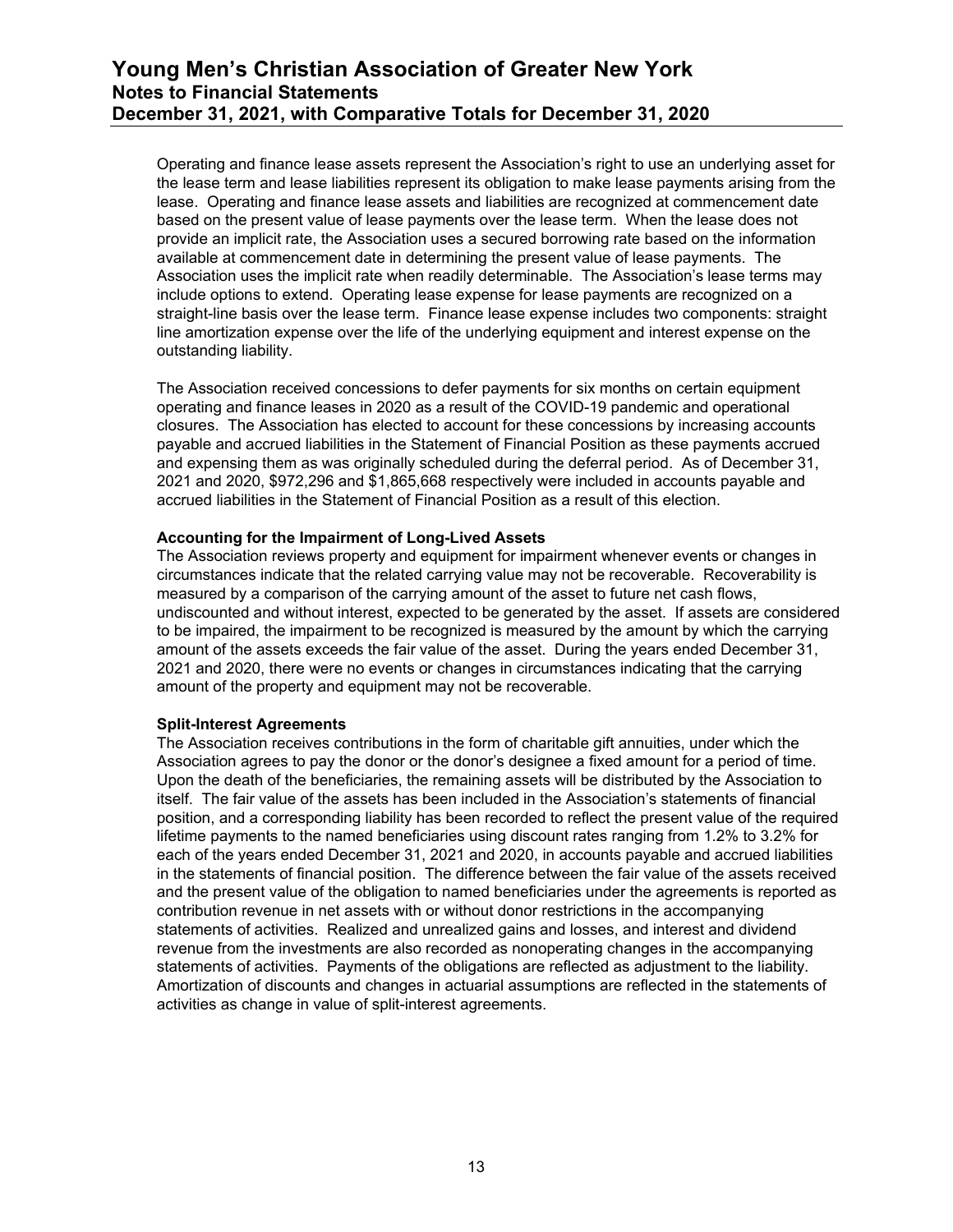Operating and finance lease assets represent the Association's right to use an underlying asset for the lease term and lease liabilities represent its obligation to make lease payments arising from the lease. Operating and finance lease assets and liabilities are recognized at commencement date based on the present value of lease payments over the lease term. When the lease does not provide an implicit rate, the Association uses a secured borrowing rate based on the information available at commencement date in determining the present value of lease payments. The Association uses the implicit rate when readily determinable. The Association's lease terms may include options to extend. Operating lease expense for lease payments are recognized on a straight-line basis over the lease term. Finance lease expense includes two components: straight line amortization expense over the life of the underlying equipment and interest expense on the outstanding liability.

The Association received concessions to defer payments for six months on certain equipment operating and finance leases in 2020 as a result of the COVID-19 pandemic and operational closures. The Association has elected to account for these concessions by increasing accounts payable and accrued liabilities in the Statement of Financial Position as these payments accrued and expensing them as was originally scheduled during the deferral period. As of December 31, 2021 and 2020, $972,296 and $1,865,668 respectively were included in accounts payable and accrued liabilities in the Statement of Financial Position as a result of this election.

**Accounting for the Impairment of Long-Lived Assets**

The Association reviews property and equipment for impairment whenever events or changes in circumstances indicate that the related carrying value may not be recoverable. Recoverability is measured by a comparison of the carrying amount of the asset to future net cash flows, undiscounted and without interest, expected to be generated by the asset. If assets are considered to be impaired, the impairment to be recognized is measured by the amount by which the carrying amount of the assets exceeds the fair value of the asset. During the years ended December 31, 2021 and 2020, there were no events or changes in circumstances indicating that the carrying amount of the property and equipment may not be recoverable.

**Split-Interest Agreements**

The Association receives contributions in the form of charitable gift annuities, under which the Association agrees to pay the donor or the donor's designee a fixed amount for a period of time. Upon the death of the beneficiaries, the remaining assets will be distributed by the Association to itself. The fair value of the assets has been included in the Association's statements of financial position, and a corresponding liability has been recorded to reflect the present value of the required lifetime payments to the named beneficiaries using discount rates ranging from 1.2% to 3.2% for each of the years ended December 31, 2021 and 2020, in accounts payable and accrued liabilities in the statements of financial position. The difference between the fair value of the assets received and the present value of the obligation to named beneficiaries under the agreements is reported as contribution revenue in net assets with or without donor restrictions in the accompanying statements of activities. Realized and unrealized gains and losses, and interest and dividend revenue from the investments are also recorded as nonoperating changes in the accompanying statements of activities. Payments of the obligations are reflected as adjustment to the liability. Amortization of discounts and changes in actuarial assumptions are reflected in the statements of activities as change in value of split-interest agreements.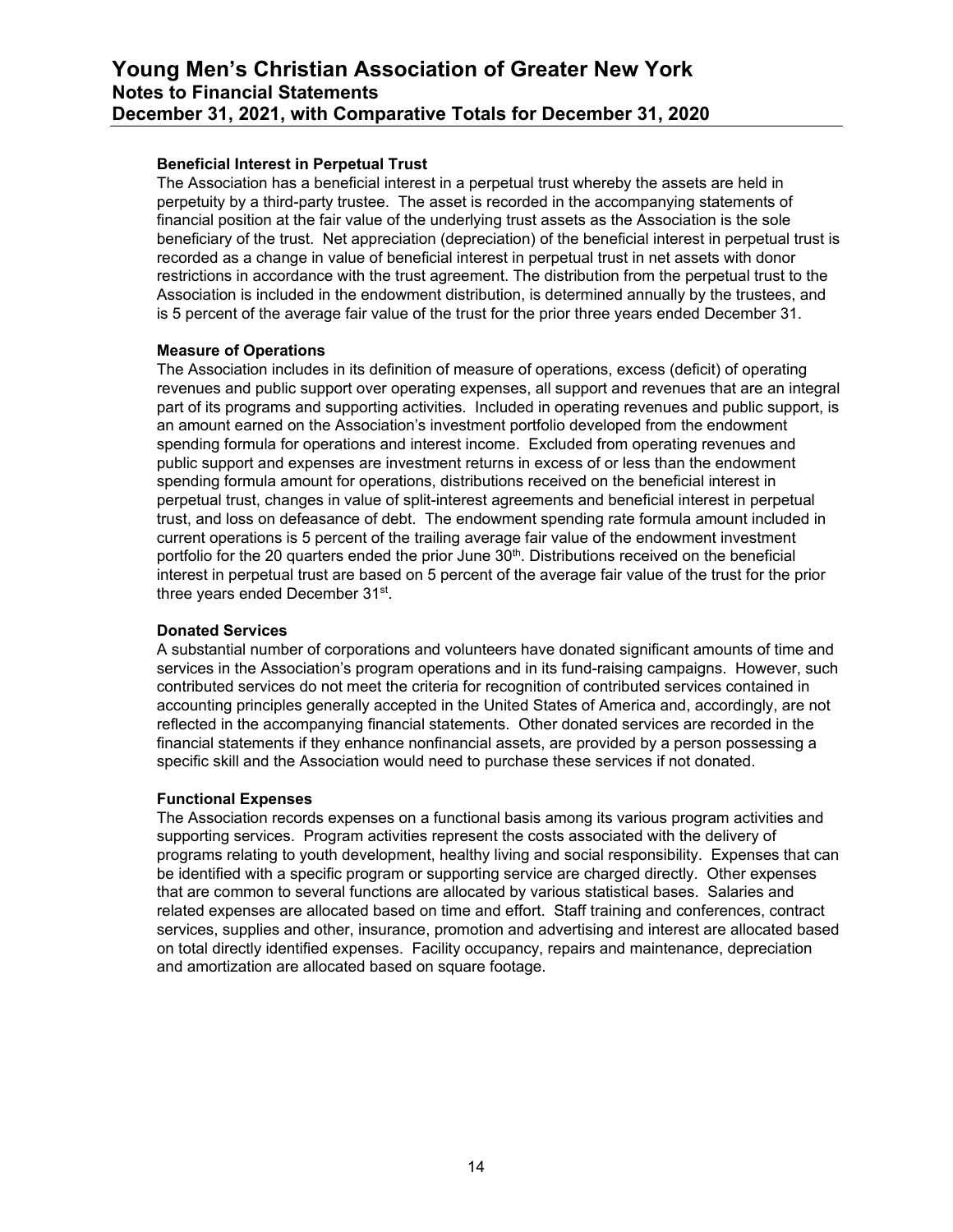**Beneficial Interest in Perpetual Trust**

The Association has a beneficial interest in a perpetual trust whereby the assets are held in perpetuity by a third-party trustee. The asset is recorded in the accompanying statements of financial position at the fair value of the underlying trust assets as the Association is the sole beneficiary of the trust. Net appreciation (depreciation) of the beneficial interest in perpetual trust is recorded as a change in value of beneficial interest in perpetual trust in net assets with donor restrictions in accordance with the trust agreement. The distribution from the perpetual trust to the Association is included in the endowment distribution, is determined annually by the trustees, and is 5 percent of the average fair value of the trust for the prior three years ended December 31.

**Measure of Operations**

The Association includes in its definition of measure of operations, excess (deficit) of operating revenues and public support over operating expenses, all support and revenues that are an integral part of its programs and supporting activities. Included in operating revenues and public support, is an amount earned on the Association's investment portfolio developed from the endowment spending formula for operations and interest income. Excluded from operating revenues and public support and expenses are investment returns in excess of or less than the endowment spending formula amount for operations, distributions received on the beneficial interest in perpetual trust, changes in value of split-interest agreements and beneficial interest in perpetual trust, and loss on defeasance of debt. The endowment spending rate formula amount included in current operations is 5 percent of the trailing average fair value of the endowment investment portfolio for the 20 quarters ended the prior June 30th. Distributions received on the beneficial interest in perpetual trust are based on 5 percent of the average fair value of the trust for the prior three years ended December 31st.

**Donated Services**

A substantial number of corporations and volunteers have donated significant amounts of time and services in the Association's program operations and in its fund-raising campaigns. However, such contributed services do not meet the criteria for recognition of contributed services contained in accounting principles generally accepted in the United States of America and, accordingly, are not reflected in the accompanying financial statements. Other donated services are recorded in the financial statements if they enhance nonfinancial assets, are provided by a person possessing a specific skill and the Association would need to purchase these services if not donated.

**Functional Expenses**

The Association records expenses on a functional basis among its various program activities and supporting services. Program activities represent the costs associated with the delivery of programs relating to youth development, healthy living and social responsibility. Expenses that can be identified with a specific program or supporting service are charged directly. Other expenses that are common to several functions are allocated by various statistical bases. Salaries and related expenses are allocated based on time and effort. Staff training and conferences, contract services, supplies and other, insurance, promotion and advertising and interest are allocated based on total directly identified expenses. Facility occupancy, repairs and maintenance, depreciation and amortization are allocated based on square footage.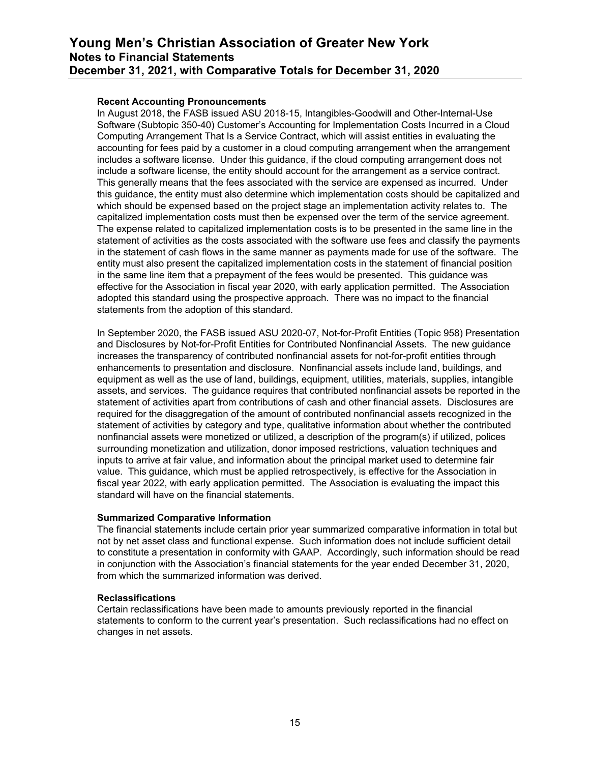### Recent Accounting Pronouncements

In August 2018, the FASB issued ASU 2018-15, Intangibles-Goodwill and Other-Internal-Use Software (Subtopic 350-40) Customer's Accounting for Implementation Costs Incurred in a Cloud Computing Arrangement That Is a Service Contract, which will assist entities in evaluating the accounting for fees paid by a customer in a cloud computing arrangement when the arrangement includes a software license. Under this guidance, if the cloud computing arrangement does not include a software license, the entity should account for the arrangement as a service contract. This generally means that the fees associated with the service are expensed as incurred. Under this guidance, the entity must also determine which implementation costs should be capitalized and which should be expensed based on the project stage an implementation activity relates to. The capitalized implementation costs must then be expensed over the term of the service agreement. The expense related to capitalized implementation costs is to be presented in the same line in the statement of activities as the costs associated with the software use fees and classify the payments in the statement of cash flows in the same manner as payments made for use of the software. The entity must also present the capitalized implementation costs in the statement of financial position in the same line item that a prepayment of the fees would be presented. This guidance was effective for the Association in fiscal year 2020, with early application permitted. The Association adopted this standard using the prospective approach. There was no impact to the financial statements from the adoption of this standard.

In September 2020, the FASB issued ASU 2020-07, Not-for-Profit Entities (Topic 958) Presentation and Disclosures by Not-for-Profit Entities for Contributed Nonfinancial Assets. The new guidance increases the transparency of contributed nonfinancial assets for not-for-profit entities through enhancements to presentation and disclosure. Nonfinancial assets include land, buildings, and equipment as well as the use of land, buildings, equipment, utilities, materials, supplies, intangible assets, and services. The guidance requires that contributed nonfinancial assets be reported in the statement of activities apart from contributions of cash and other financial assets. Disclosures are required for the disaggregation of the amount of contributed nonfinancial assets recognized in the statement of activities by category and type, qualitative information about whether the contributed nonfinancial assets were monetized or utilized, a description of the program(s) if utilized, polices surrounding monetization and utilization, donor imposed restrictions, valuation techniques and inputs to arrive at fair value, and information about the principal market used to determine fair value. This guidance, which must be applied retrospectively, is effective for the Association in fiscal year 2022, with early application permitted. The Association is evaluating the impact this standard will have on the financial statements.

### Summarized Comparative Information

The financial statements include certain prior year summarized comparative information in total but not by net asset class and functional expense. Such information does not include sufficient detail to constitute a presentation in conformity with GAAP. Accordingly, such information should be read in conjunction with the Association's financial statements for the year ended December 31, 2020, from which the summarized information was derived.

### Reclassifications

Certain reclassifications have been made to amounts previously reported in the financial statements to conform to the current year's presentation. Such reclassifications had no effect on changes in net assets.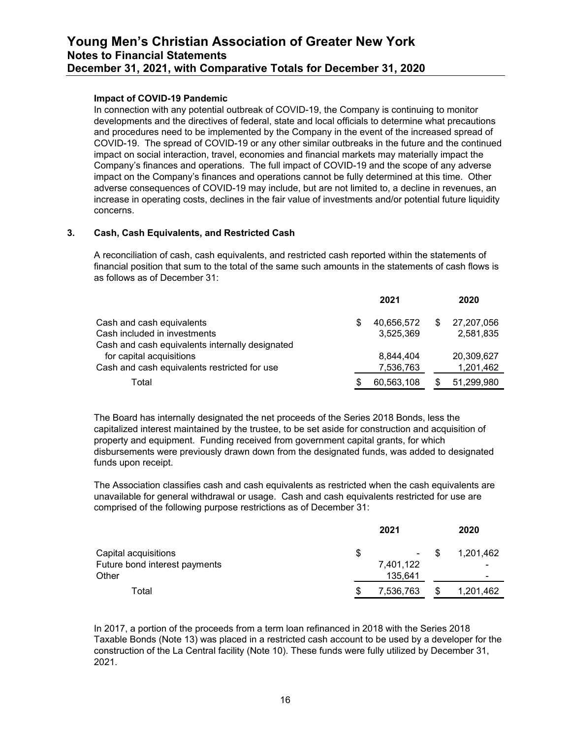**Impact of COVID-19 Pandemic**

In connection with any potential outbreak of COVID-19, the Company is continuing to monitor developments and the directives of federal, state and local officials to determine what precautions and procedures need to be implemented by the Company in the event of the increased spread of COVID-19. The spread of COVID-19 or any other similar outbreaks in the future and the continued impact on social interaction, travel, economies and financial markets may materially impact the Company's finances and operations. The full impact of COVID-19 and the scope of any adverse impact on the Company's finances and operations cannot be fully determined at this time. Other adverse consequences of COVID-19 may include, but are not limited to, a decline in revenues, an increase in operating costs, declines in the fair value of investments and/or potential future liquidity concerns.

## 3. Cash, Cash Equivalents, and Restricted Cash

A reconciliation of cash, cash equivalents, and restricted cash reported within the statements of financial position that sum to the total of the same such amounts in the statements of cash flows is as follows as of December 31:

| | 2021 | 2020 |
|---|---|---|
| Cash and cash equivalents | $ 40,656,572 | $ 27,207,056 |
| Cash included in investments | 3,525,369 | 2,581,835 |
| Cash and cash equivalents internally designated for capital acquisitions | 8,844,404 | 20,309,627 |
| Cash and cash equivalents restricted for use | 7,536,763 | 1,201,462 |
| Total | $ 60,563,108 | $ 51,299,980 |

The Board has internally designated the net proceeds of the Series 2018 Bonds, less the capitalized interest maintained by the trustee, to be set aside for construction and acquisition of property and equipment. Funding received from government capital grants, for which disbursements were previously drawn down from the designated funds, was added to designated funds upon receipt.

The Association classifies cash and cash equivalents as restricted when the cash equivalents are unavailable for general withdrawal or usage. Cash and cash equivalents restricted for use are comprised of the following purpose restrictions as of December 31:

| | 2021 | 2020 |
|---|---|---|
| Capital acquisitions | $ - | $ 1,201,462 |
| Future bond interest payments | 7,401,122 | - |
| Other | 135,641 | - |
| Total | $ 7,536,763 | $ 1,201,462 |

In 2017, a portion of the proceeds from a term loan refinanced in 2018 with the Series 2018 Taxable Bonds (Note 13) was placed in a restricted cash account to be used by a developer for the construction of the La Central facility (Note 10). These funds were fully utilized by December 31, 2021.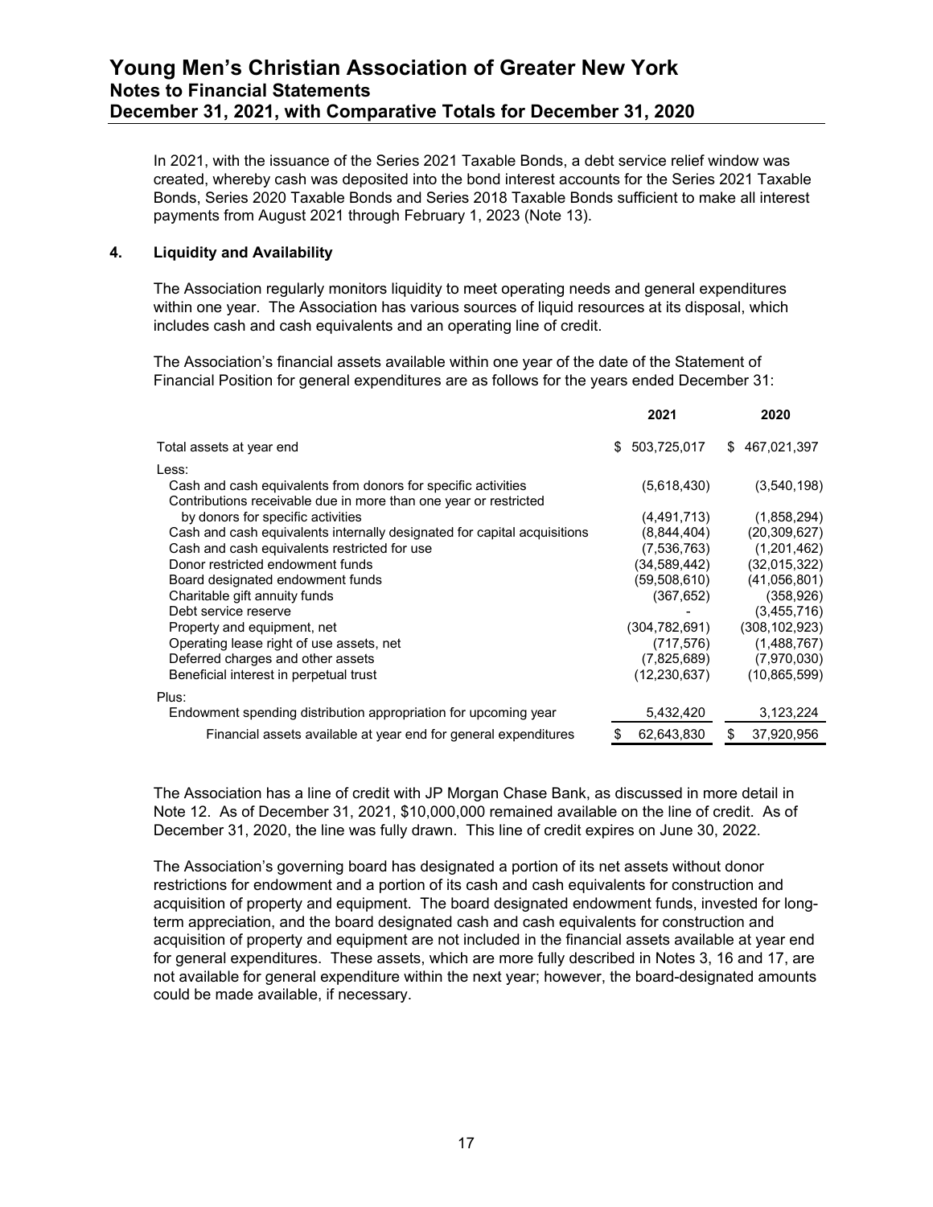In 2021, with the issuance of the Series 2021 Taxable Bonds, a debt service relief window was created, whereby cash was deposited into the bond interest accounts for the Series 2021 Taxable Bonds, Series 2020 Taxable Bonds and Series 2018 Taxable Bonds sufficient to make all interest payments from August 2021 through February 1, 2023 (Note 13).

## 4. Liquidity and Availability

The Association regularly monitors liquidity to meet operating needs and general expenditures within one year. The Association has various sources of liquid resources at its disposal, which includes cash and cash equivalents and an operating line of credit.

The Association's financial assets available within one year of the date of the Statement of Financial Position for general expenditures are as follows for the years ended December 31:

| | 2021 | 2020 |
|---|---|---|
| Total assets at year end | $ 503,725,017 | $ 467,021,397 |
| Less: | | |
| Cash and cash equivalents from donors for specific activities | (5,618,430) | (3,540,198) |
| Contributions receivable due in more than one year or restricted by donors for specific activities | (4,491,713) | (1,858,294) |
| Cash and cash equivalents internally designated for capital acquisitions | (8,844,404) | (20,309,627) |
| Cash and cash equivalents restricted for use | (7,536,763) | (1,201,462) |
| Donor restricted endowment funds | (34,589,442) | (32,015,322) |
| Board designated endowment funds | (59,508,610) | (41,056,801) |
| Charitable gift annuity funds | (367,652) | (358,926) |
| Debt service reserve | - | (3,455,716) |
| Property and equipment, net | (304,782,691) | (308,102,923) |
| Operating lease right of use assets, net | (717,576) | (1,488,767) |
| Deferred charges and other assets | (7,825,689) | (7,970,030) |
| Beneficial interest in perpetual trust | (12,230,637) | (10,865,599) |
| Plus: | | |
| Endowment spending distribution appropriation for upcoming year | 5,432,420 | 3,123,224 |
| Financial assets available at year end for general expenditures | $ 62,643,830 | $ 37,920,956 |

The Association has a line of credit with JP Morgan Chase Bank, as discussed in more detail in Note 12. As of December 31, 2021, $10,000,000 remained available on the line of credit. As of December 31, 2020, the line was fully drawn. This line of credit expires on June 30, 2022.

The Association's governing board has designated a portion of its net assets without donor restrictions for endowment and a portion of its cash and cash equivalents for construction and acquisition of property and equipment. The board designated endowment funds, invested for long-term appreciation, and the board designated cash and cash equivalents for construction and acquisition of property and equipment are not included in the financial assets available at year end for general expenditures. These assets, which are more fully described in Notes 3, 16 and 17, are not available for general expenditure within the next year; however, the board-designated amounts could be made available, if necessary.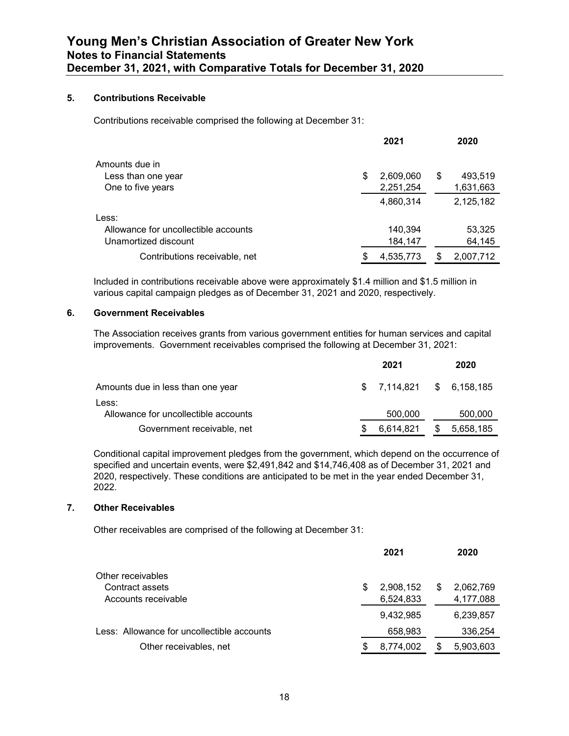### 5. Contributions Receivable

Contributions receivable comprised the following at December 31:

| | 2021 | 2020 |
|---|---|---|
| Amounts due in | | |
| Less than one year | $ 2,609,060 | $ 493,519 |
| One to five years | 2,251,254 | 1,631,663 |
| | 4,860,314 | 2,125,182 |
| Less: | | |
| Allowance for uncollectible accounts | 140,394 | 53,325 |
| Unamortized discount | 184,147 | 64,145 |
| Contributions receivable, net | $ 4,535,773 | $ 2,007,712 |

Included in contributions receivable above were approximately $1.4 million and $1.5 million in various capital campaign pledges as of December 31, 2021 and 2020, respectively.

### 6. Government Receivables

The Association receives grants from various government entities for human services and capital improvements. Government receivables comprised the following at December 31, 2021:

| | 2021 | 2020 |
|---|---|---|
| Amounts due in less than one year | $ 7,114,821 | $ 6,158,185 |
| Less: | | |
| Allowance for uncollectible accounts | 500,000 | 500,000 |
| Government receivable, net | $ 6,614,821 | $ 5,658,185 |

Conditional capital improvement pledges from the government, which depend on the occurrence of specified and uncertain events, were $2,491,842 and $14,746,408 as of December 31, 2021 and 2020, respectively. These conditions are anticipated to be met in the year ended December 31, 2022.

### 7. Other Receivables

Other receivables are comprised of the following at December 31:

| | 2021 | 2020 |
|---|---|---|
| Other receivables | | |
| Contract assets | $ 2,908,152 | $ 2,062,769 |
| Accounts receivable | 6,524,833 | 4,177,088 |
| | 9,432,985 | 6,239,857 |
| Less: Allowance for uncollectible accounts | 658,983 | 336,254 |
| Other receivables, net | $ 8,774,002 | $ 5,903,603 |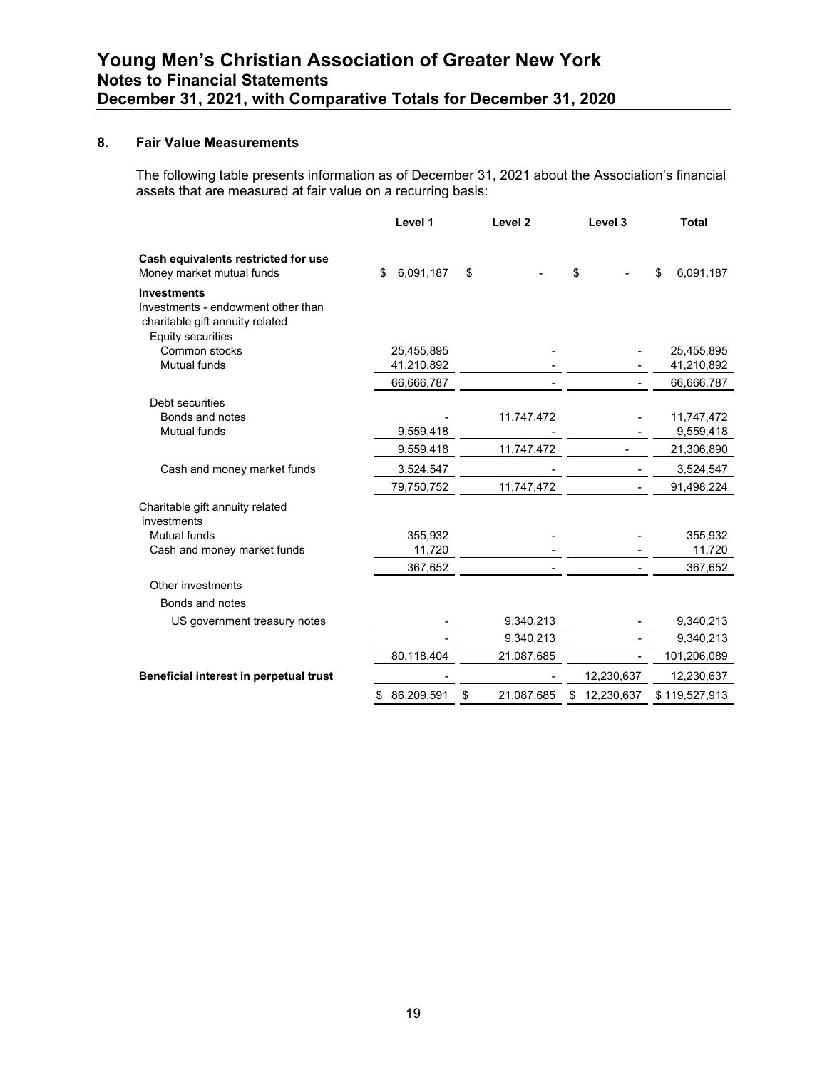## 8. Fair Value Measurements

The following table presents information as of December 31, 2021 about the Association's financial assets that are measured at fair value on a recurring basis:

| | Level 1 | Level 2 | Level 3 | Total |
|---|---|---|---|---|
| **Cash equivalents restricted for use** | | | | |
| Money market mutual funds | $ 6,091,187 | $ - | $ - | $ 6,091,187 |
| **Investments** | | | | |
| Investments - endowment other than charitable gift annuity related | | | | |
| Equity securities | | | | |
| Common stocks | 25,455,895 | - | - | 25,455,895 |
| Mutual funds | 41,210,892 | - | - | 41,210,892 |
| | 66,666,787 | - | - | 66,666,787 |
| Debt securities | | | | |
| Bonds and notes | - | 11,747,472 | - | 11,747,472 |
| Mutual funds | 9,559,418 | - | - | 9,559,418 |
| | 9,559,418 | 11,747,472 | - | 21,306,890 |
| Cash and money market funds | 3,524,547 | - | - | 3,524,547 |
| | 79,750,752 | 11,747,472 | - | 91,498,224 |
| Charitable gift annuity related investments | | | | |
| Mutual funds | 355,932 | - | - | 355,932 |
| Cash and money market funds | 11,720 | - | - | 11,720 |
| | 367,652 | - | - | 367,652 |
| Other investments | | | | |
| Bonds and notes | | | | |
| US government treasury notes | - | 9,340,213 | - | 9,340,213 |
| | - | 9,340,213 | - | 9,340,213 |
| | 80,118,404 | 21,087,685 | - | 101,206,089 |
| **Beneficial interest in perpetual trust** | - | - | 12,230,637 | 12,230,637 |
| | $ 86,209,591 | $ 21,087,685 | $ 12,230,637 | $ 119,527,913 |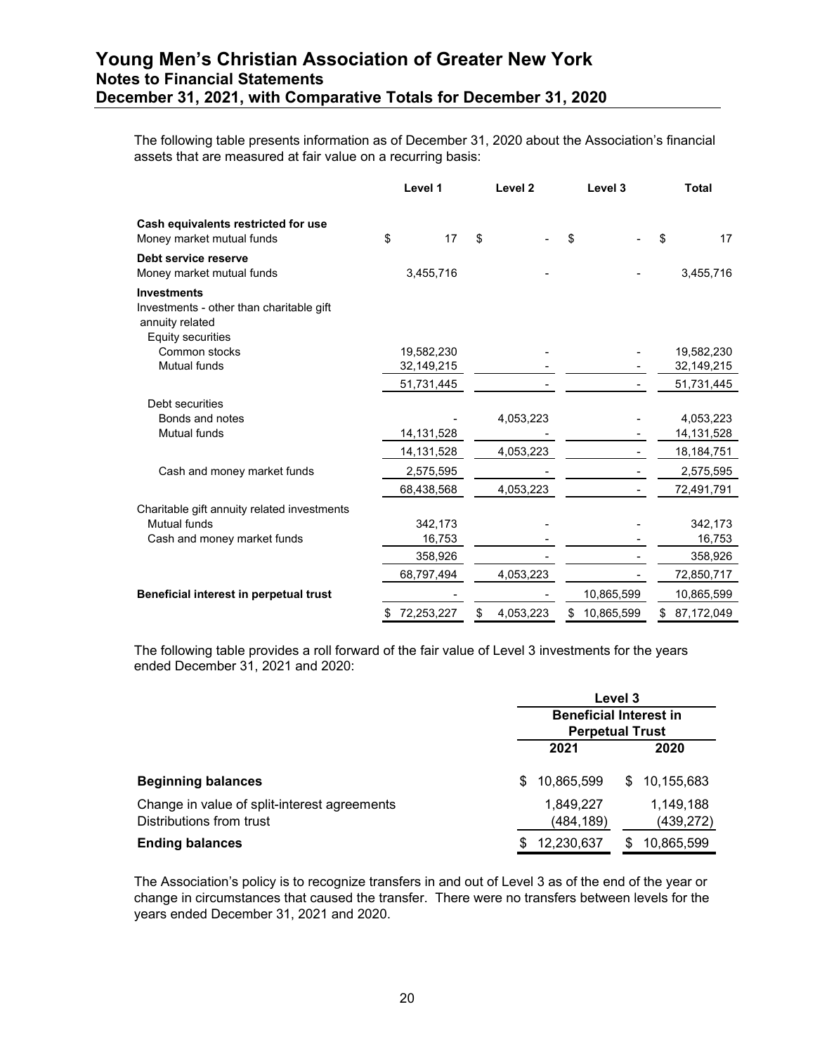The following table presents information as of December 31, 2020 about the Association's financial assets that are measured at fair value on a recurring basis:

| | Level 1 | Level 2 | Level 3 | Total |
|---|---|---|---|---|
| **Cash equivalents restricted for use** | | | | |
| Money market mutual funds | $ 17 | $ - | $ - | $ 17 |
| **Debt service reserve** | | | | |
| Money market mutual funds | 3,455,716 | - | - | 3,455,716 |
| **Investments** | | | | |
| Investments - other than charitable gift annuity related | | | | |
| Equity securities | | | | |
| Common stocks | 19,582,230 | - | - | 19,582,230 |
| Mutual funds | 32,149,215 | - | - | 32,149,215 |
| | 51,731,445 | - | - | 51,731,445 |
| Debt securities | | | | |
| Bonds and notes | - | 4,053,223 | - | 4,053,223 |
| Mutual funds | 14,131,528 | - | - | 14,131,528 |
| | 14,131,528 | 4,053,223 | - | 18,184,751 |
| Cash and money market funds | 2,575,595 | - | - | 2,575,595 |
| | 68,438,568 | 4,053,223 | - | 72,491,791 |
| Charitable gift annuity related investments | | | | |
| Mutual funds | 342,173 | - | - | 342,173 |
| Cash and money market funds | 16,753 | - | - | 16,753 |
| | 358,926 | - | - | 358,926 |
| | 68,797,494 | 4,053,223 | - | 72,850,717 |
| **Beneficial interest in perpetual trust** | - | - | 10,865,599 | 10,865,599 |
| | $ 72,253,227 | $ 4,053,223 | $ 10,865,599 | $ 87,172,049 |

The following table provides a roll forward of the fair value of Level 3 investments for the years ended December 31, 2021 and 2020:

| | Level 3 Beneficial Interest in Perpetual Trust | |
|---|---|---|
| | 2021 | 2020 |
| **Beginning balances** | $ 10,865,599 | $ 10,155,683 |
| Change in value of split-interest agreements | 1,849,227 | 1,149,188 |
| Distributions from trust | (484,189) | (439,272) |
| **Ending balances** | $ 12,230,637 | $ 10,865,599 |

The Association's policy is to recognize transfers in and out of Level 3 as of the end of the year or change in circumstances that caused the transfer. There were no transfers between levels for the years ended December 31, 2021 and 2020.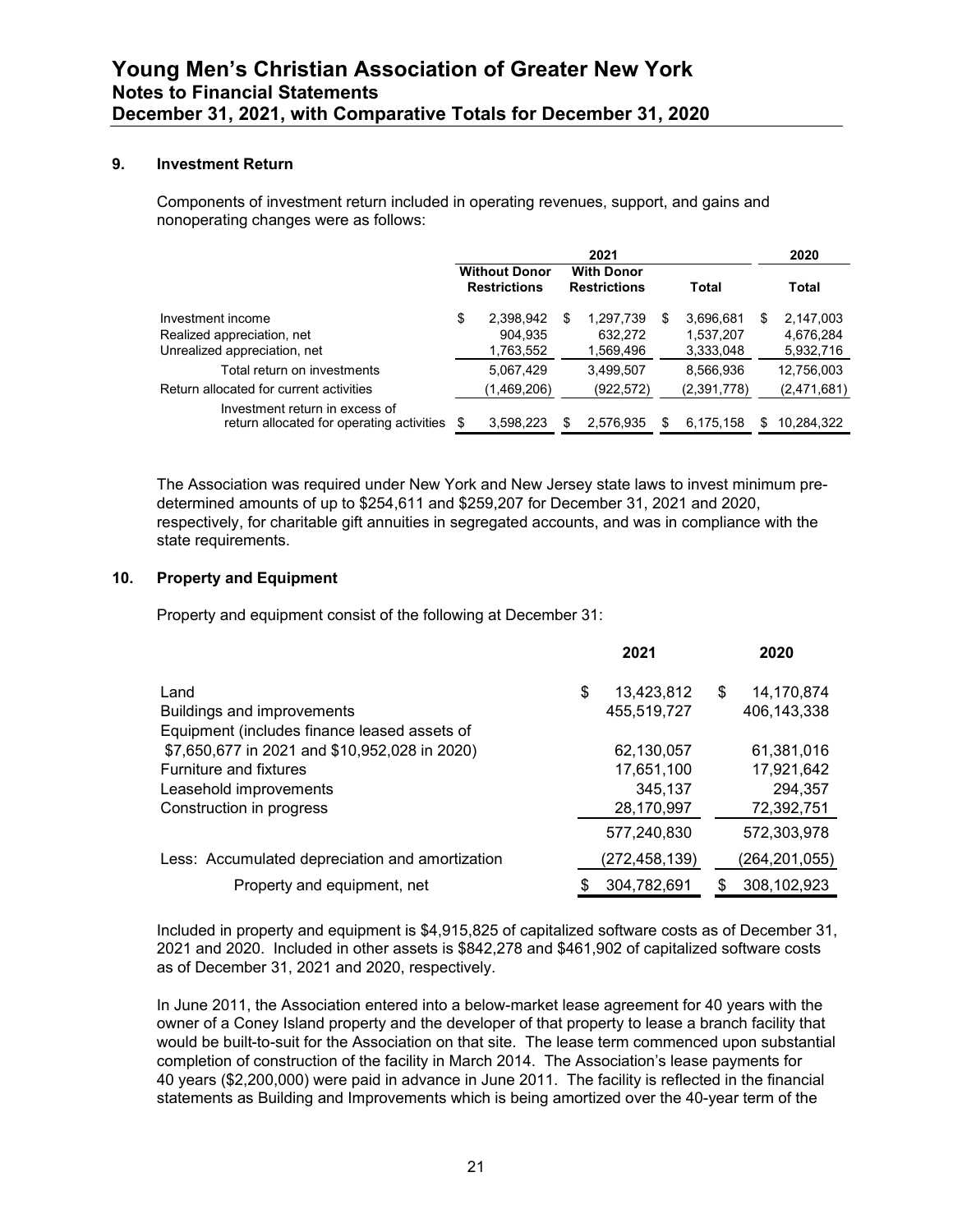## 9. Investment Return

Components of investment return included in operating revenues, support, and gains and nonoperating changes were as follows:

| | 2021 | | | 2020 |
|---|---|---|---|---|
| | Without Donor Restrictions | With Donor Restrictions | Total | Total |
| Investment income | $ 2,398,942 | $ 1,297,739 | $ 3,696,681 | $ 2,147,003 |
| Realized appreciation, net | 904,935 | 632,272 | 1,537,207 | 4,676,284 |
| Unrealized appreciation, net | 1,763,552 | 1,569,496 | 3,333,048 | 5,932,716 |
| Total return on investments | 5,067,429 | 3,499,507 | 8,566,936 | 12,756,003 |
| Return allocated for current activities | (1,469,206) | (922,572) | (2,391,778) | (2,471,681) |
| Investment return in excess of return allocated for operating activities | $ 3,598,223 | $ 2,576,935 | $ 6,175,158 | $ 10,284,322 |

The Association was required under New York and New Jersey state laws to invest minimum pre-determined amounts of up to $254,611 and $259,207 for December 31, 2021 and 2020, respectively, for charitable gift annuities in segregated accounts, and was in compliance with the state requirements.

## 10. Property and Equipment

Property and equipment consist of the following at December 31:

| | 2021 | 2020 |
|---|---|---|
| Land | $ 13,423,812 | $ 14,170,874 |
| Buildings and improvements | 455,519,727 | 406,143,338 |
| Equipment (includes finance leased assets of $7,650,677 in 2021 and $10,952,028 in 2020) | 62,130,057 | 61,381,016 |
| Furniture and fixtures | 17,651,100 | 17,921,642 |
| Leasehold improvements | 345,137 | 294,357 |
| Construction in progress | 28,170,997 | 72,392,751 |
| | 577,240,830 | 572,303,978 |
| Less: Accumulated depreciation and amortization | (272,458,139) | (264,201,055) |
| Property and equipment, net | $ 304,782,691 | $ 308,102,923 |

Included in property and equipment is $4,915,825 of capitalized software costs as of December 31, 2021 and 2020. Included in other assets is $842,278 and $461,902 of capitalized software costs as of December 31, 2021 and 2020, respectively.

In June 2011, the Association entered into a below-market lease agreement for 40 years with the owner of a Coney Island property and the developer of that property to lease a branch facility that would be built-to-suit for the Association on that site. The lease term commenced upon substantial completion of construction of the facility in March 2014. The Association's lease payments for 40 years ($2,200,000) were paid in advance in June 2011. The facility is reflected in the financial statements as Building and Improvements which is being amortized over the 40-year term of the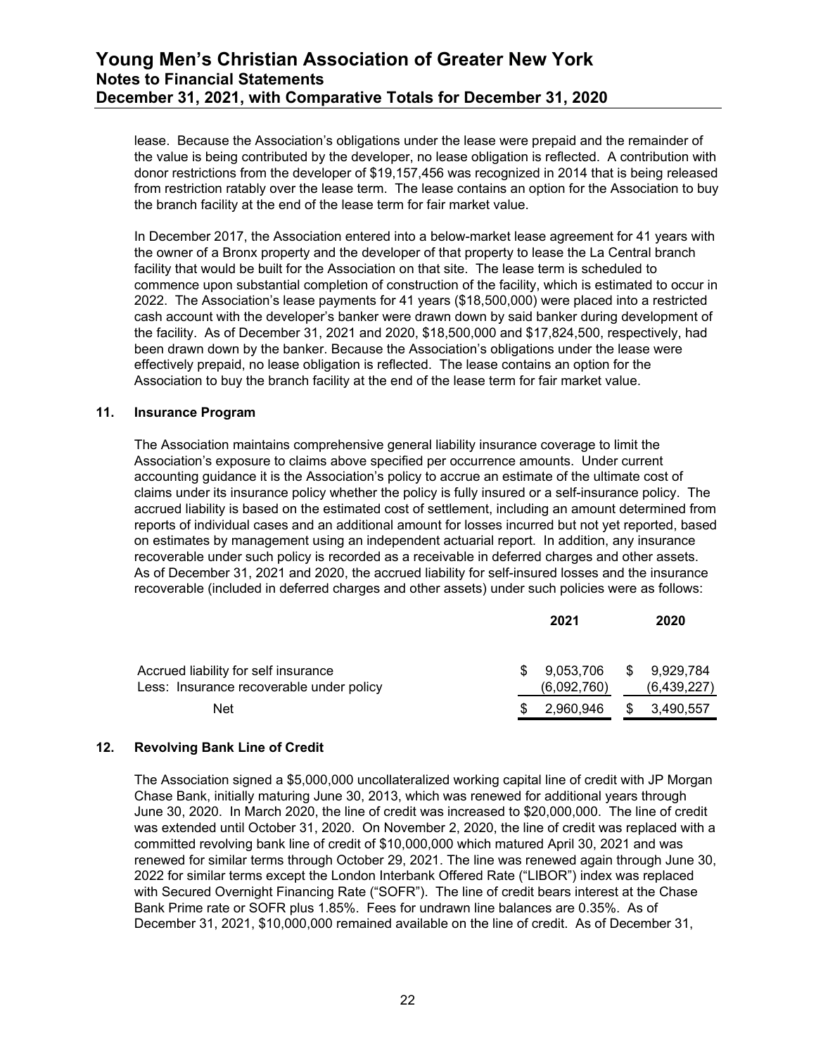lease. Because the Association's obligations under the lease were prepaid and the remainder of the value is being contributed by the developer, no lease obligation is reflected. A contribution with donor restrictions from the developer of $19,157,456 was recognized in 2014 that is being released from restriction ratably over the lease term. The lease contains an option for the Association to buy the branch facility at the end of the lease term for fair market value.

In December 2017, the Association entered into a below-market lease agreement for 41 years with the owner of a Bronx property and the developer of that property to lease the La Central branch facility that would be built for the Association on that site. The lease term is scheduled to commence upon substantial completion of construction of the facility, which is estimated to occur in 2022. The Association's lease payments for 41 years ($18,500,000) were placed into a restricted cash account with the developer's banker were drawn down by said banker during development of the facility. As of December 31, 2021 and 2020, $18,500,000 and $17,824,500, respectively, had been drawn down by the banker. Because the Association's obligations under the lease were effectively prepaid, no lease obligation is reflected. The lease contains an option for the Association to buy the branch facility at the end of the lease term for fair market value.

## 11. Insurance Program

The Association maintains comprehensive general liability insurance coverage to limit the Association's exposure to claims above specified per occurrence amounts. Under current accounting guidance it is the Association's policy to accrue an estimate of the ultimate cost of claims under its insurance policy whether the policy is fully insured or a self-insurance policy. The accrued liability is based on the estimated cost of settlement, including an amount determined from reports of individual cases and an additional amount for losses incurred but not yet reported, based on estimates by management using an independent actuarial report. In addition, any insurance recoverable under such policy is recorded as a receivable in deferred charges and other assets. As of December 31, 2021 and 2020, the accrued liability for self-insured losses and the insurance recoverable (included in deferred charges and other assets) under such policies were as follows:

| | 2021 | 2020 |
|---|---|---|
| Accrued liability for self insurance | $ 9,053,706 | $ 9,929,784 |
| Less: Insurance recoverable under policy | (6,092,760) | (6,439,227) |
| Net | $ 2,960,946 | $ 3,490,557 |

## 12. Revolving Bank Line of Credit

The Association signed a $5,000,000 uncollateralized working capital line of credit with JP Morgan Chase Bank, initially maturing June 30, 2013, which was renewed for additional years through June 30, 2020. In March 2020, the line of credit was increased to $20,000,000. The line of credit was extended until October 31, 2020. On November 2, 2020, the line of credit was replaced with a committed revolving bank line of credit of $10,000,000 which matured April 30, 2021 and was renewed for similar terms through October 29, 2021. The line was renewed again through June 30, 2022 for similar terms except the London Interbank Offered Rate ("LIBOR") index was replaced with Secured Overnight Financing Rate ("SOFR"). The line of credit bears interest at the Chase Bank Prime rate or SOFR plus 1.85%. Fees for undrawn line balances are 0.35%. As of December 31, 2021, $10,000,000 remained available on the line of credit. As of December 31,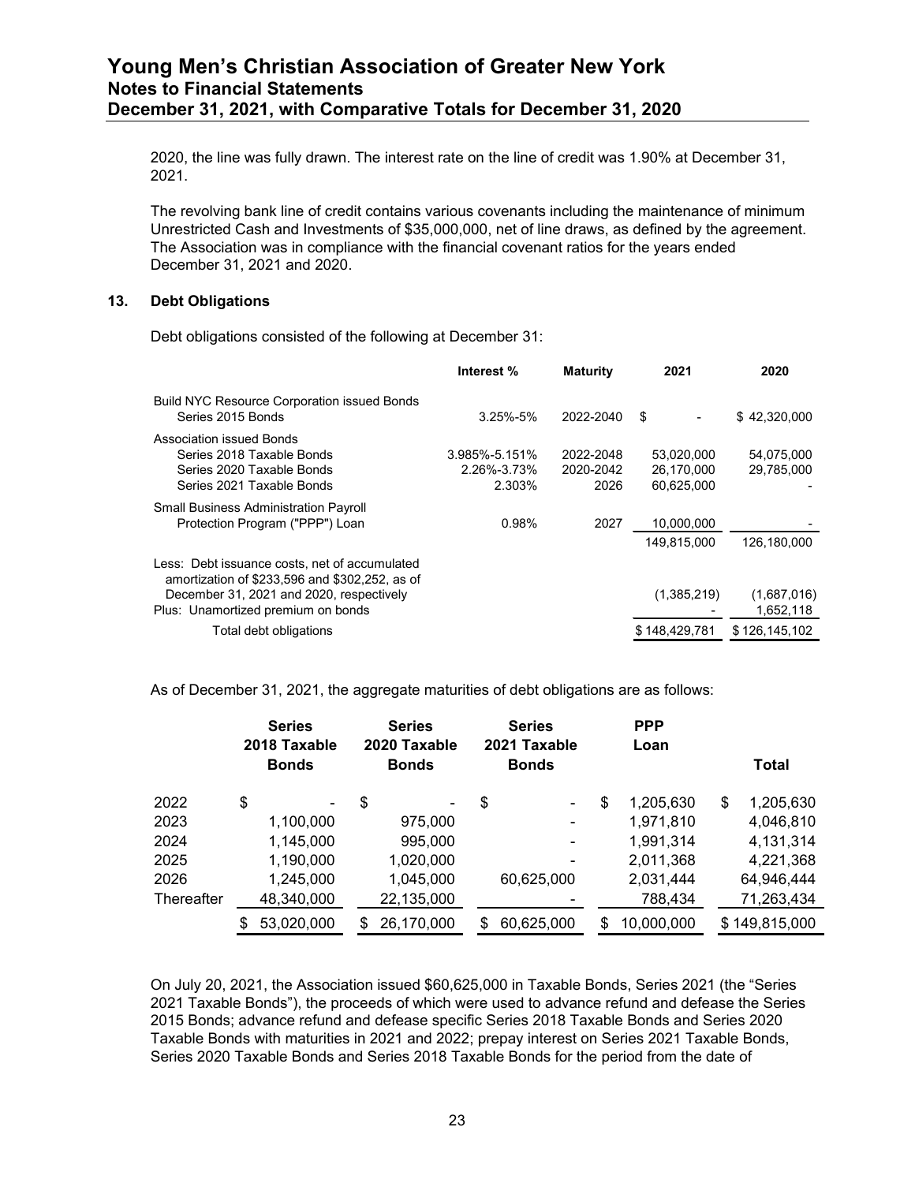2020, the line was fully drawn. The interest rate on the line of credit was 1.90% at December 31, 2021.

The revolving bank line of credit contains various covenants including the maintenance of minimum Unrestricted Cash and Investments of $35,000,000, net of line draws, as defined by the agreement. The Association was in compliance with the financial covenant ratios for the years ended December 31, 2021 and 2020.

## 13. Debt Obligations

Debt obligations consisted of the following at December 31:

| | Interest % | Maturity | 2021 | 2020 |
|---|---|---|---|---|
| Build NYC Resource Corporation issued Bonds | | | | |
| Series 2015 Bonds | 3.25%-5% | 2022-2040 | $ - | $ 42,320,000 |
| Association issued Bonds | | | | |
| Series 2018 Taxable Bonds | 3.985%-5.151% | 2022-2048 | 53,020,000 | 54,075,000 |
| Series 2020 Taxable Bonds | 2.26%-3.73% | 2020-2042 | 26,170,000 | 29,785,000 |
| Series 2021 Taxable Bonds | 2.303% | 2026 | 60,625,000 | - |
| Small Business Administration Payroll | | | | |
| Protection Program ("PPP") Loan | 0.98% | 2027 | 10,000,000 | - |
| | | | 149,815,000 | 126,180,000 |
| Less: Debt issuance costs, net of accumulated amortization of $233,596 and $302,252, as of December 31, 2021 and 2020, respectively | | | (1,385,219) | (1,687,016) |
| Plus: Unamortized premium on bonds | | | - | 1,652,118 |
| Total debt obligations | | | $ 148,429,781 | $ 126,145,102 |

As of December 31, 2021, the aggregate maturities of debt obligations are as follows:

| | Series 2018 Taxable Bonds | Series 2020 Taxable Bonds | Series 2021 Taxable Bonds | PPP Loan | Total |
|---|---|---|---|---|---|
| 2022 | $ - | $ - | $ - | $ 1,205,630 | $ 1,205,630 |
| 2023 | 1,100,000 | 975,000 | - | 1,971,810 | 4,046,810 |
| 2024 | 1,145,000 | 995,000 | - | 1,991,314 | 4,131,314 |
| 2025 | 1,190,000 | 1,020,000 | - | 2,011,368 | 4,221,368 |
| 2026 | 1,245,000 | 1,045,000 | 60,625,000 | 2,031,444 | 64,946,444 |
| Thereafter | 48,340,000 | 22,135,000 | - | 788,434 | 71,263,434 |
| | $ 53,020,000 | $ 26,170,000 | $ 60,625,000 | $ 10,000,000 | $ 149,815,000 |

On July 20, 2021, the Association issued $60,625,000 in Taxable Bonds, Series 2021 (the "Series 2021 Taxable Bonds"), the proceeds of which were used to advance refund and defease the Series 2015 Bonds; advance refund and defease specific Series 2018 Taxable Bonds and Series 2020 Taxable Bonds with maturities in 2021 and 2022; prepay interest on Series 2021 Taxable Bonds, Series 2020 Taxable Bonds and Series 2018 Taxable Bonds for the period from the date of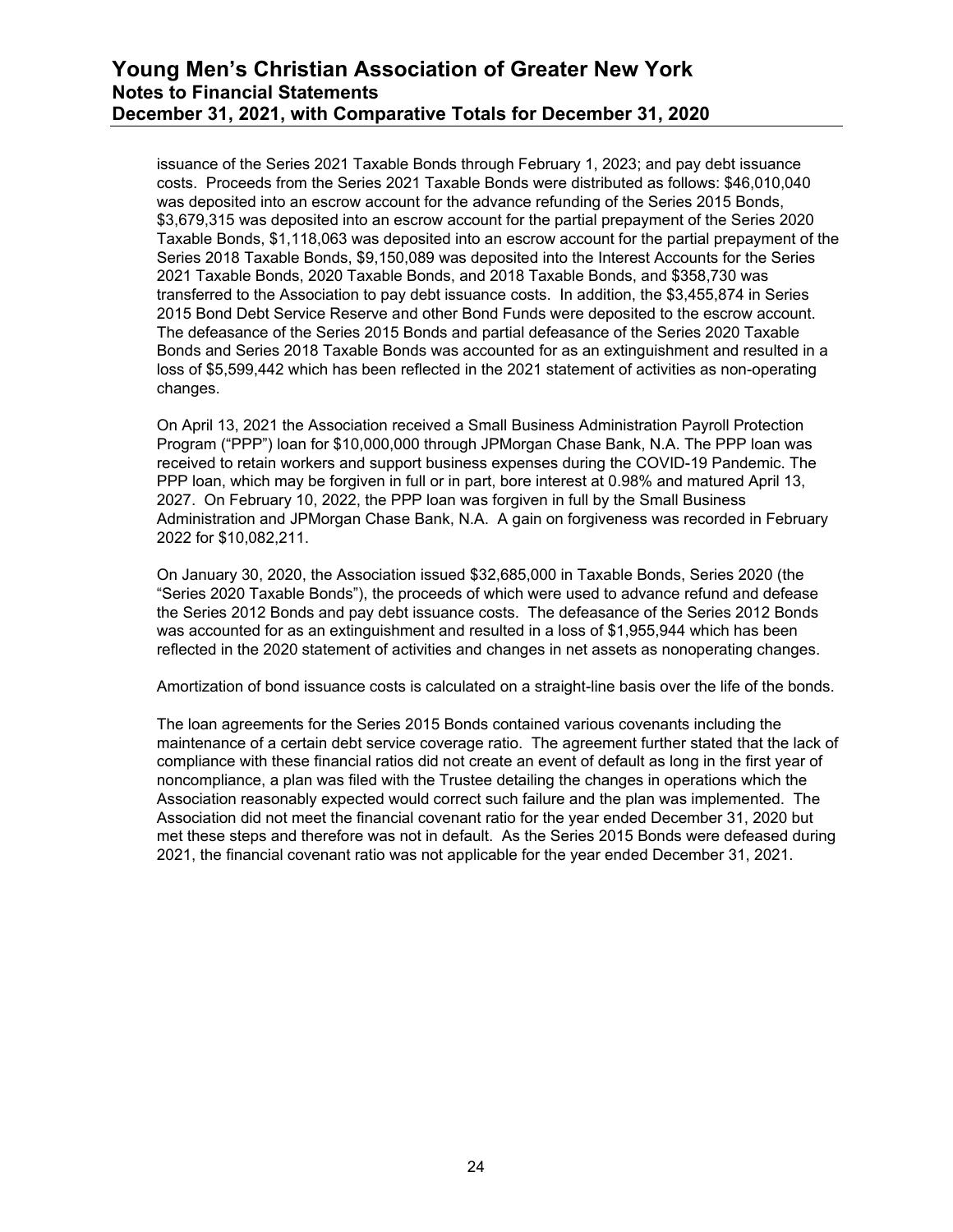issuance of the Series 2021 Taxable Bonds through February 1, 2023; and pay debt issuance costs. Proceeds from the Series 2021 Taxable Bonds were distributed as follows: $46,010,040 was deposited into an escrow account for the advance refunding of the Series 2015 Bonds, $3,679,315 was deposited into an escrow account for the partial prepayment of the Series 2020 Taxable Bonds, $1,118,063 was deposited into an escrow account for the partial prepayment of the Series 2018 Taxable Bonds, $9,150,089 was deposited into the Interest Accounts for the Series 2021 Taxable Bonds, 2020 Taxable Bonds, and 2018 Taxable Bonds, and $358,730 was transferred to the Association to pay debt issuance costs. In addition, the $3,455,874 in Series 2015 Bond Debt Service Reserve and other Bond Funds were deposited to the escrow account. The defeasance of the Series 2015 Bonds and partial defeasance of the Series 2020 Taxable Bonds and Series 2018 Taxable Bonds was accounted for as an extinguishment and resulted in a loss of $5,599,442 which has been reflected in the 2021 statement of activities as non-operating changes.

On April 13, 2021 the Association received a Small Business Administration Payroll Protection Program ("PPP") loan for $10,000,000 through JPMorgan Chase Bank, N.A. The PPP loan was received to retain workers and support business expenses during the COVID-19 Pandemic. The PPP loan, which may be forgiven in full or in part, bore interest at 0.98% and matured April 13, 2027. On February 10, 2022, the PPP loan was forgiven in full by the Small Business Administration and JPMorgan Chase Bank, N.A. A gain on forgiveness was recorded in February 2022 for $10,082,211.

On January 30, 2020, the Association issued $32,685,000 in Taxable Bonds, Series 2020 (the "Series 2020 Taxable Bonds"), the proceeds of which were used to advance refund and defease the Series 2012 Bonds and pay debt issuance costs. The defeasance of the Series 2012 Bonds was accounted for as an extinguishment and resulted in a loss of $1,955,944 which has been reflected in the 2020 statement of activities and changes in net assets as nonoperating changes.

Amortization of bond issuance costs is calculated on a straight-line basis over the life of the bonds.

The loan agreements for the Series 2015 Bonds contained various covenants including the maintenance of a certain debt service coverage ratio. The agreement further stated that the lack of compliance with these financial ratios did not create an event of default as long in the first year of noncompliance, a plan was filed with the Trustee detailing the changes in operations which the Association reasonably expected would correct such failure and the plan was implemented. The Association did not meet the financial covenant ratio for the year ended December 31, 2020 but met these steps and therefore was not in default. As the Series 2015 Bonds were defeased during 2021, the financial covenant ratio was not applicable for the year ended December 31, 2021.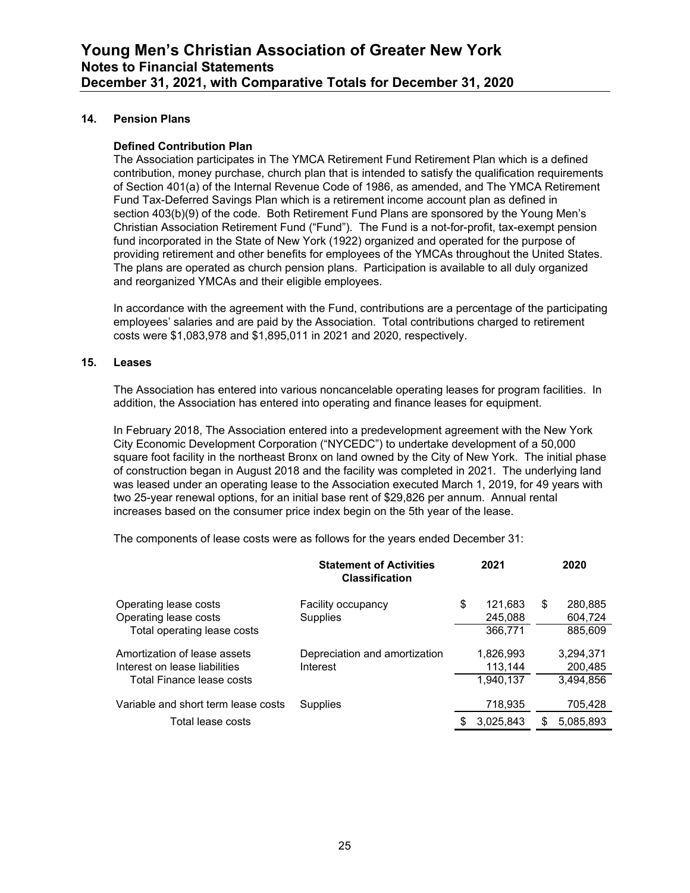## 14. Pension Plans

### Defined Contribution Plan

The Association participates in The YMCA Retirement Fund Retirement Plan which is a defined contribution, money purchase, church plan that is intended to satisfy the qualification requirements of Section 401(a) of the Internal Revenue Code of 1986, as amended, and The YMCA Retirement Fund Tax-Deferred Savings Plan which is a retirement income account plan as defined in section 403(b)(9) of the code. Both Retirement Fund Plans are sponsored by the Young Men's Christian Association Retirement Fund ("Fund"). The Fund is a not-for-profit, tax-exempt pension fund incorporated in the State of New York (1922) organized and operated for the purpose of providing retirement and other benefits for employees of the YMCAs throughout the United States. The plans are operated as church pension plans. Participation is available to all duly organized and reorganized YMCAs and their eligible employees.

In accordance with the agreement with the Fund, contributions are a percentage of the participating employees' salaries and are paid by the Association. Total contributions charged to retirement costs were $1,083,978 and $1,895,011 in 2021 and 2020, respectively.

## 15. Leases

The Association has entered into various noncancelable operating leases for program facilities. In addition, the Association has entered into operating and finance leases for equipment.

In February 2018, The Association entered into a predevelopment agreement with the New York City Economic Development Corporation ("NYCEDC") to undertake development of a 50,000 square foot facility in the northeast Bronx on land owned by the City of New York. The initial phase of construction began in August 2018 and the facility was completed in 2021. The underlying land was leased under an operating lease to the Association executed March 1, 2019, for 49 years with two 25-year renewal options, for an initial base rent of $29,826 per annum. Annual rental increases based on the consumer price index begin on the 5th year of the lease.

The components of lease costs were as follows for the years ended December 31:

| | Statement of Activities Classification | 2021 | 2020 |
|---|---|---|---|
| Operating lease costs | Facility occupancy | $ 121,683 | $ 280,885 |
| Operating lease costs | Supplies | 245,088 | 604,724 |
| Total operating lease costs | | 366,771 | 885,609 |
| Amortization of lease assets | Depreciation and amortization | 1,826,993 | 3,294,371 |
| Interest on lease liabilities | Interest | 113,144 | 200,485 |
| Total Finance lease costs | | 1,940,137 | 3,494,856 |
| Variable and short term lease costs | Supplies | 718,935 | 705,428 |
| Total lease costs | | $ 3,025,843 | $ 5,085,893 |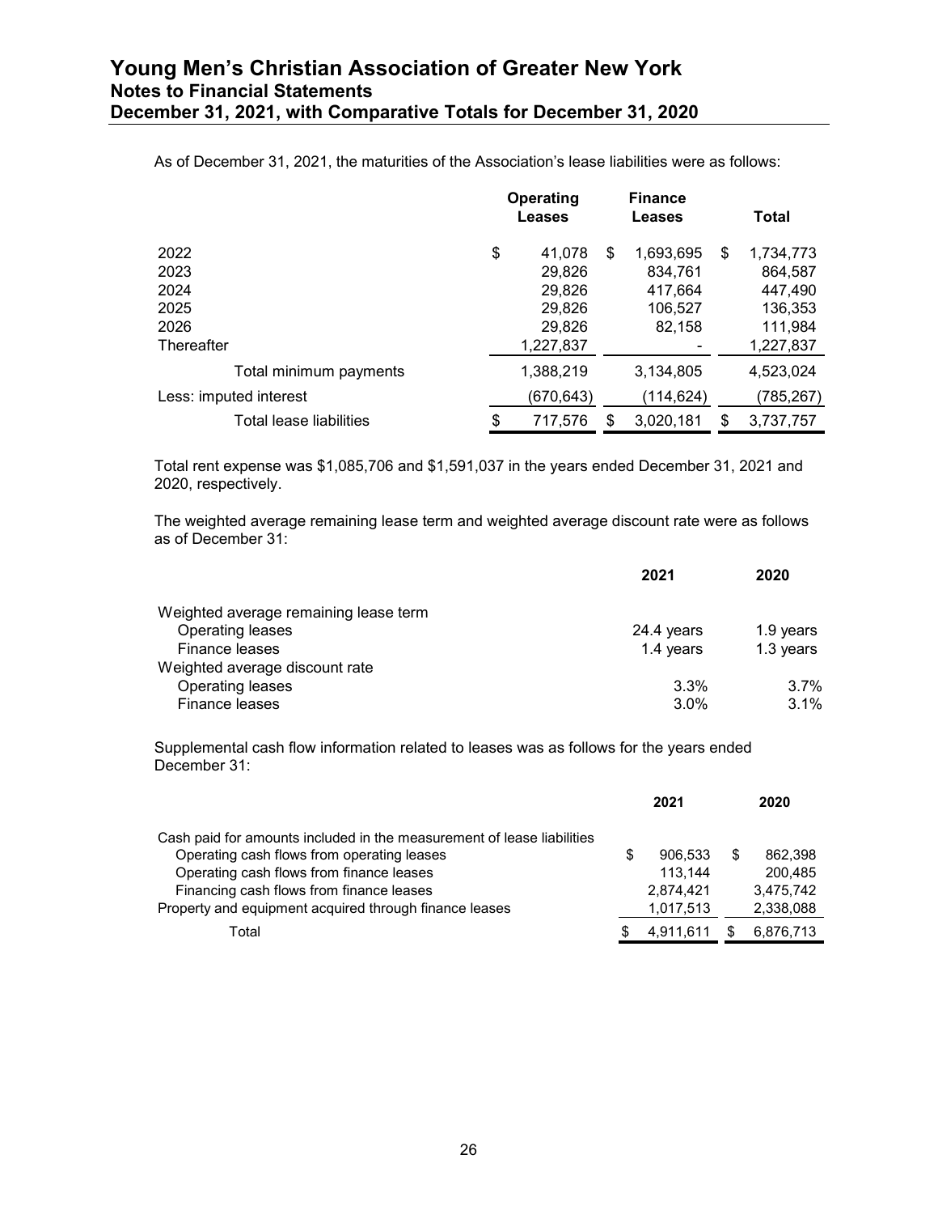As of December 31, 2021, the maturities of the Association's lease liabilities were as follows:

| | Operating Leases | Finance Leases | Total |
|---|---|---|---|
| 2022 | $ 41,078 | $ 1,693,695 | $ 1,734,773 |
| 2023 | 29,826 | 834,761 | 864,587 |
| 2024 | 29,826 | 417,664 | 447,490 |
| 2025 | 29,826 | 106,527 | 136,353 |
| 2026 | 29,826 | 82,158 | 111,984 |
| Thereafter | 1,227,837 | - | 1,227,837 |
| Total minimum payments | 1,388,219 | 3,134,805 | 4,523,024 |
| Less: imputed interest | (670,643) | (114,624) | (785,267) |
| Total lease liabilities | $ 717,576 | $ 3,020,181 | $ 3,737,757 |

Total rent expense was $1,085,706 and $1,591,037 in the years ended December 31, 2021 and 2020, respectively.

The weighted average remaining lease term and weighted average discount rate were as follows as of December 31:

| | 2021 | 2020 |
|---|---|---|
| Weighted average remaining lease term | | |
| Operating leases | 24.4 years | 1.9 years |
| Finance leases | 1.4 years | 1.3 years |
| Weighted average discount rate | | |
| Operating leases | 3.3% | 3.7% |
| Finance leases | 3.0% | 3.1% |

Supplemental cash flow information related to leases was as follows for the years ended December 31:

| | 2021 | 2020 |
|---|---|---|
| Cash paid for amounts included in the measurement of lease liabilities | | |
| Operating cash flows from operating leases | $ 906,533 | $ 862,398 |
| Operating cash flows from finance leases | 113,144 | 200,485 |
| Financing cash flows from finance leases | 2,874,421 | 3,475,742 |
| Property and equipment acquired through finance leases | 1,017,513 | 2,338,088 |
| Total | $ 4,911,611 | $ 6,876,713 |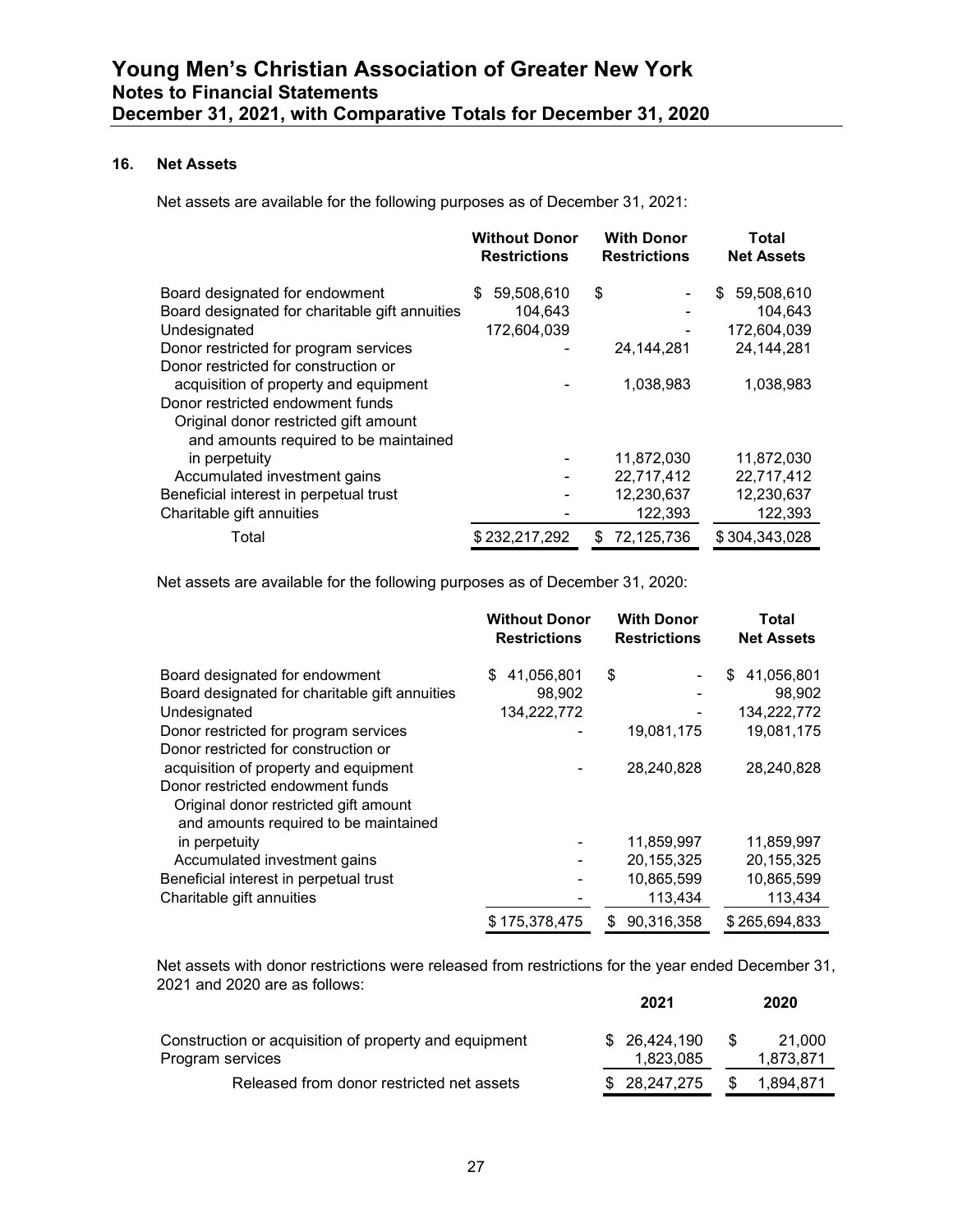### 16. Net Assets

Net assets are available for the following purposes as of December 31, 2021:

| | Without Donor Restrictions | With Donor Restrictions | Total Net Assets |
|---|---|---|---|
| Board designated for endowment | $ 59,508,610 | $ - | $ 59,508,610 |
| Board designated for charitable gift annuities | 104,643 | - | 104,643 |
| Undesignated | 172,604,039 | - | 172,604,039 |
| Donor restricted for program services | - | 24,144,281 | 24,144,281 |
| Donor restricted for construction or acquisition of property and equipment | - | 1,038,983 | 1,038,983 |
| Donor restricted endowment funds | | | |
| Original donor restricted gift amount and amounts required to be maintained in perpetuity | - | 11,872,030 | 11,872,030 |
| Accumulated investment gains | - | 22,717,412 | 22,717,412 |
| Beneficial interest in perpetual trust | - | 12,230,637 | 12,230,637 |
| Charitable gift annuities | - | 122,393 | 122,393 |
| Total | $ 232,217,292 | $ 72,125,736 | $ 304,343,028 |

Net assets are available for the following purposes as of December 31, 2020:

| | Without Donor Restrictions | With Donor Restrictions | Total Net Assets |
|---|---|---|---|
| Board designated for endowment | $ 41,056,801 | $ - | $ 41,056,801 |
| Board designated for charitable gift annuities | 98,902 | - | 98,902 |
| Undesignated | 134,222,772 | - | 134,222,772 |
| Donor restricted for program services | - | 19,081,175 | 19,081,175 |
| Donor restricted for construction or acquisition of property and equipment | - | 28,240,828 | 28,240,828 |
| Donor restricted endowment funds | | | |
| Original donor restricted gift amount and amounts required to be maintained in perpetuity | - | 11,859,997 | 11,859,997 |
| Accumulated investment gains | - | 20,155,325 | 20,155,325 |
| Beneficial interest in perpetual trust | - | 10,865,599 | 10,865,599 |
| Charitable gift annuities | - | 113,434 | 113,434 |
| | $ 175,378,475 | $ 90,316,358 | $ 265,694,833 |

Net assets with donor restrictions were released from restrictions for the year ended December 31, 2021 and 2020 are as follows:

| | 2021 | 2020 |
|---|---|---|
| Construction or acquisition of property and equipment | $ 26,424,190 | $ 21,000 |
| Program services | 1,823,085 | 1,873,871 |
| Released from donor restricted net assets | $ 28,247,275 | $ 1,894,871 |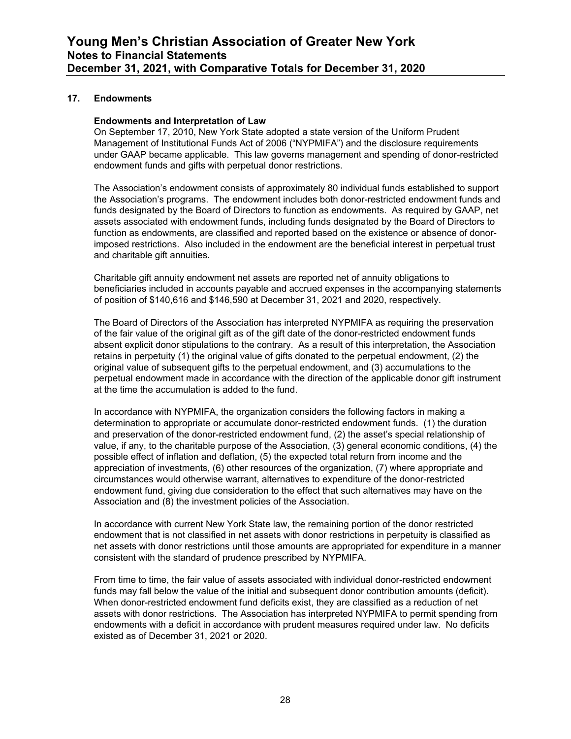## 17. Endowments

### Endowments and Interpretation of Law

On September 17, 2010, New York State adopted a state version of the Uniform Prudent Management of Institutional Funds Act of 2006 ("NYPMIFA") and the disclosure requirements under GAAP became applicable. This law governs management and spending of donor-restricted endowment funds and gifts with perpetual donor restrictions.

The Association's endowment consists of approximately 80 individual funds established to support the Association's programs. The endowment includes both donor-restricted endowment funds and funds designated by the Board of Directors to function as endowments. As required by GAAP, net assets associated with endowment funds, including funds designated by the Board of Directors to function as endowments, are classified and reported based on the existence or absence of donor-imposed restrictions. Also included in the endowment are the beneficial interest in perpetual trust and charitable gift annuities.

Charitable gift annuity endowment net assets are reported net of annuity obligations to beneficiaries included in accounts payable and accrued expenses in the accompanying statements of position of $140,616 and $146,590 at December 31, 2021 and 2020, respectively.

The Board of Directors of the Association has interpreted NYPMIFA as requiring the preservation of the fair value of the original gift as of the gift date of the donor-restricted endowment funds absent explicit donor stipulations to the contrary. As a result of this interpretation, the Association retains in perpetuity (1) the original value of gifts donated to the perpetual endowment, (2) the original value of subsequent gifts to the perpetual endowment, and (3) accumulations to the perpetual endowment made in accordance with the direction of the applicable donor gift instrument at the time the accumulation is added to the fund.

In accordance with NYPMIFA, the organization considers the following factors in making a determination to appropriate or accumulate donor-restricted endowment funds. (1) the duration and preservation of the donor-restricted endowment fund, (2) the asset's special relationship of value, if any, to the charitable purpose of the Association, (3) general economic conditions, (4) the possible effect of inflation and deflation, (5) the expected total return from income and the appreciation of investments, (6) other resources of the organization, (7) where appropriate and circumstances would otherwise warrant, alternatives to expenditure of the donor-restricted endowment fund, giving due consideration to the effect that such alternatives may have on the Association and (8) the investment policies of the Association.

In accordance with current New York State law, the remaining portion of the donor restricted endowment that is not classified in net assets with donor restrictions in perpetuity is classified as net assets with donor restrictions until those amounts are appropriated for expenditure in a manner consistent with the standard of prudence prescribed by NYPMIFA.

From time to time, the fair value of assets associated with individual donor-restricted endowment funds may fall below the value of the initial and subsequent donor contribution amounts (deficit). When donor-restricted endowment fund deficits exist, they are classified as a reduction of net assets with donor restrictions. The Association has interpreted NYPMIFA to permit spending from endowments with a deficit in accordance with prudent measures required under law. No deficits existed as of December 31, 2021 or 2020.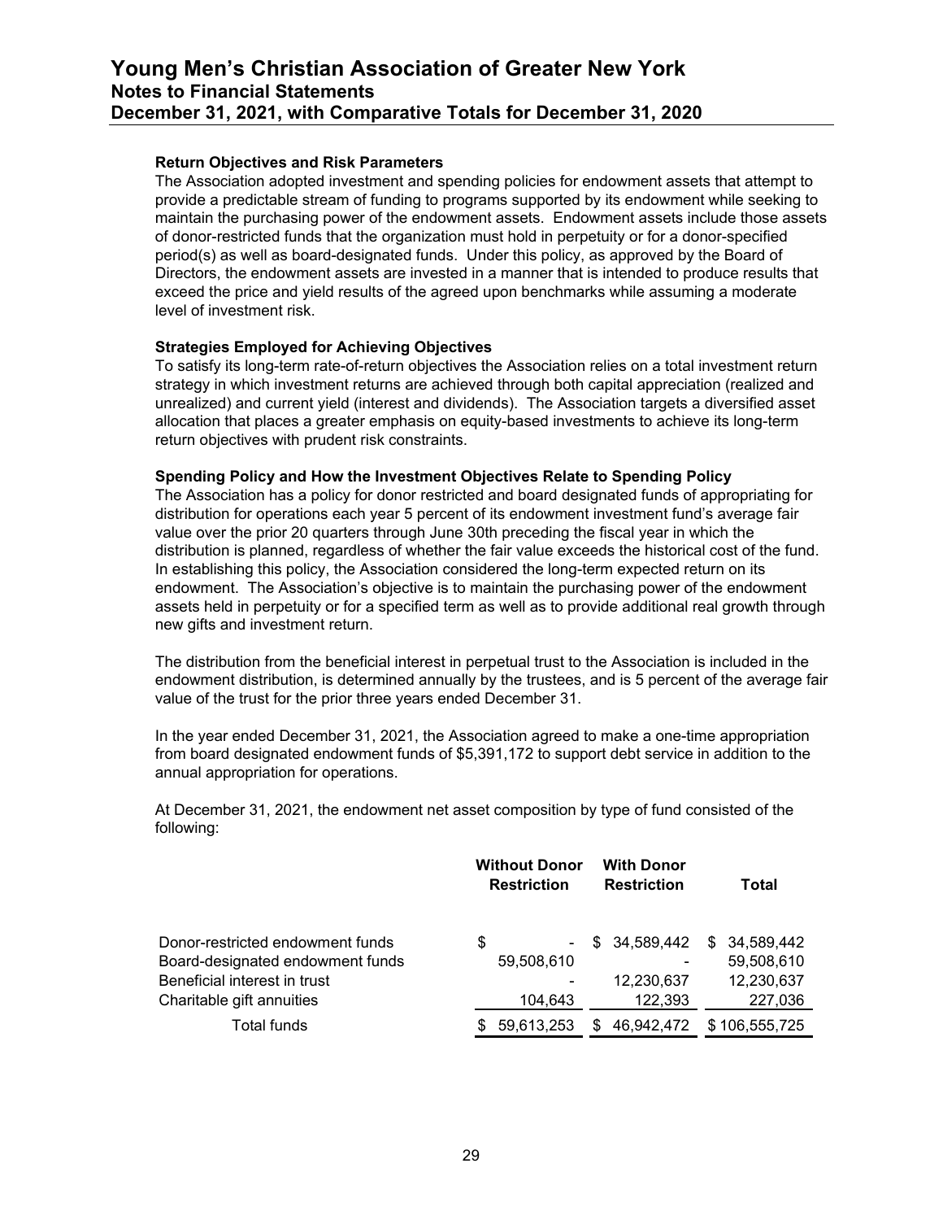#### Return Objectives and Risk Parameters

The Association adopted investment and spending policies for endowment assets that attempt to provide a predictable stream of funding to programs supported by its endowment while seeking to maintain the purchasing power of the endowment assets. Endowment assets include those assets of donor-restricted funds that the organization must hold in perpetuity or for a donor-specified period(s) as well as board-designated funds. Under this policy, as approved by the Board of Directors, the endowment assets are invested in a manner that is intended to produce results that exceed the price and yield results of the agreed upon benchmarks while assuming a moderate level of investment risk.

#### Strategies Employed for Achieving Objectives

To satisfy its long-term rate-of-return objectives the Association relies on a total investment return strategy in which investment returns are achieved through both capital appreciation (realized and unrealized) and current yield (interest and dividends). The Association targets a diversified asset allocation that places a greater emphasis on equity-based investments to achieve its long-term return objectives with prudent risk constraints.

#### Spending Policy and How the Investment Objectives Relate to Spending Policy

The Association has a policy for donor restricted and board designated funds of appropriating for distribution for operations each year 5 percent of its endowment investment fund's average fair value over the prior 20 quarters through June 30th preceding the fiscal year in which the distribution is planned, regardless of whether the fair value exceeds the historical cost of the fund. In establishing this policy, the Association considered the long-term expected return on its endowment. The Association's objective is to maintain the purchasing power of the endowment assets held in perpetuity or for a specified term as well as to provide additional real growth through new gifts and investment return.

The distribution from the beneficial interest in perpetual trust to the Association is included in the endowment distribution, is determined annually by the trustees, and is 5 percent of the average fair value of the trust for the prior three years ended December 31.

In the year ended December 31, 2021, the Association agreed to make a one-time appropriation from board designated endowment funds of $5,391,172 to support debt service in addition to the annual appropriation for operations.

At December 31, 2021, the endowment net asset composition by type of fund consisted of the following:

| | Without Donor Restriction | With Donor Restriction | Total |
|---|---|---|---|
| Donor-restricted endowment funds | $ - | $ 34,589,442 | $ 34,589,442 |
| Board-designated endowment funds | 59,508,610 | - | 59,508,610 |
| Beneficial interest in trust | - | 12,230,637 | 12,230,637 |
| Charitable gift annuities | 104,643 | 122,393 | 227,036 |
| Total funds | $ 59,613,253 | $ 46,942,472 | $ 106,555,725 |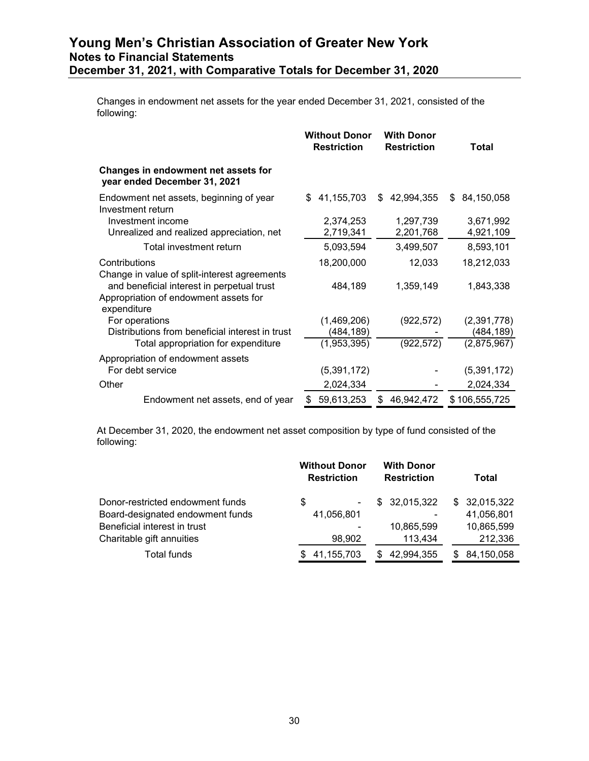Changes in endowment net assets for the year ended December 31, 2021, consisted of the following:

| | Without Donor Restriction | With Donor Restriction | Total |
|---|---|---|---|
| **Changes in endowment net assets for year ended December 31, 2021** | | | |
| Endowment net assets, beginning of year | $ 41,155,703 | $ 42,994,355 | $ 84,150,058 |
| Investment return | | | |
| Investment income | 2,374,253 | 1,297,739 | 3,671,992 |
| Unrealized and realized appreciation, net | 2,719,341 | 2,201,768 | 4,921,109 |
| Total investment return | 5,093,594 | 3,499,507 | 8,593,101 |
| Contributions | 18,200,000 | 12,033 | 18,212,033 |
| Change in value of split-interest agreements and beneficial interest in perpetual trust | 484,189 | 1,359,149 | 1,843,338 |
| Appropriation of endowment assets for expenditure | | | |
| For operations | (1,469,206) | (922,572) | (2,391,778) |
| Distributions from beneficial interest in trust | (484,189) | - | (484,189) |
| Total appropriation for expenditure | (1,953,395) | (922,572) | (2,875,967) |
| Appropriation of endowment assets | | | |
| For debt service | (5,391,172) | - | (5,391,172) |
| Other | 2,024,334 | - | 2,024,334 |
| Endowment net assets, end of year | $ 59,613,253 | $ 46,942,472 | $ 106,555,725 |

At December 31, 2020, the endowment net asset composition by type of fund consisted of the following:

| | Without Donor Restriction | With Donor Restriction | Total |
|---|---|---|---|
| Donor-restricted endowment funds | $ - | $ 32,015,322 | $ 32,015,322 |
| Board-designated endowment funds | 41,056,801 | - | 41,056,801 |
| Beneficial interest in trust | - | 10,865,599 | 10,865,599 |
| Charitable gift annuities | 98,902 | 113,434 | 212,336 |
| Total funds | $ 41,155,703 | $ 42,994,355 | $ 84,150,058 |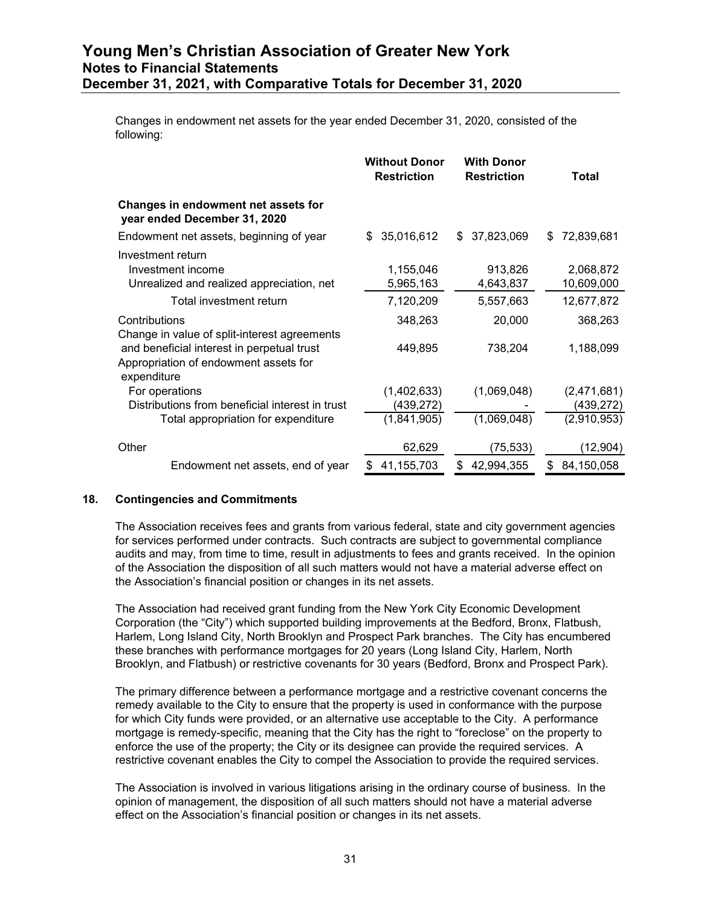Changes in endowment net assets for the year ended December 31, 2020, consisted of the following:

| | Without Donor Restriction | With Donor Restriction | Total |
|---|---|---|---|
| **Changes in endowment net assets for year ended December 31, 2020** | | | |
| Endowment net assets, beginning of year | $ 35,016,612 | $ 37,823,069 | $ 72,839,681 |
| Investment return | | | |
| Investment income | 1,155,046 | 913,826 | 2,068,872 |
| Unrealized and realized appreciation, net | 5,965,163 | 4,643,837 | 10,609,000 |
| Total investment return | 7,120,209 | 5,557,663 | 12,677,872 |
| Contributions | 348,263 | 20,000 | 368,263 |
| Change in value of split-interest agreements and beneficial interest in perpetual trust | 449,895 | 738,204 | 1,188,099 |
| Appropriation of endowment assets for expenditure | | | |
| For operations | (1,402,633) | (1,069,048) | (2,471,681) |
| Distributions from beneficial interest in trust | (439,272) | - | (439,272) |
| Total appropriation for expenditure | (1,841,905) | (1,069,048) | (2,910,953) |
| Other | 62,629 | (75,533) | (12,904) |
| Endowment net assets, end of year | $ 41,155,703 | $ 42,994,355 | $ 84,150,058 |

## 18. Contingencies and Commitments

The Association receives fees and grants from various federal, state and city government agencies for services performed under contracts. Such contracts are subject to governmental compliance audits and may, from time to time, result in adjustments to fees and grants received. In the opinion of the Association the disposition of all such matters would not have a material adverse effect on the Association's financial position or changes in its net assets.

The Association had received grant funding from the New York City Economic Development Corporation (the "City") which supported building improvements at the Bedford, Bronx, Flatbush, Harlem, Long Island City, North Brooklyn and Prospect Park branches. The City has encumbered these branches with performance mortgages for 20 years (Long Island City, Harlem, North Brooklyn, and Flatbush) or restrictive covenants for 30 years (Bedford, Bronx and Prospect Park).

The primary difference between a performance mortgage and a restrictive covenant concerns the remedy available to the City to ensure that the property is used in conformance with the purpose for which City funds were provided, or an alternative use acceptable to the City. A performance mortgage is remedy-specific, meaning that the City has the right to "foreclose" on the property to enforce the use of the property; the City or its designee can provide the required services. A restrictive covenant enables the City to compel the Association to provide the required services.

The Association is involved in various litigations arising in the ordinary course of business. In the opinion of management, the disposition of all such matters should not have a material adverse effect on the Association's financial position or changes in its net assets.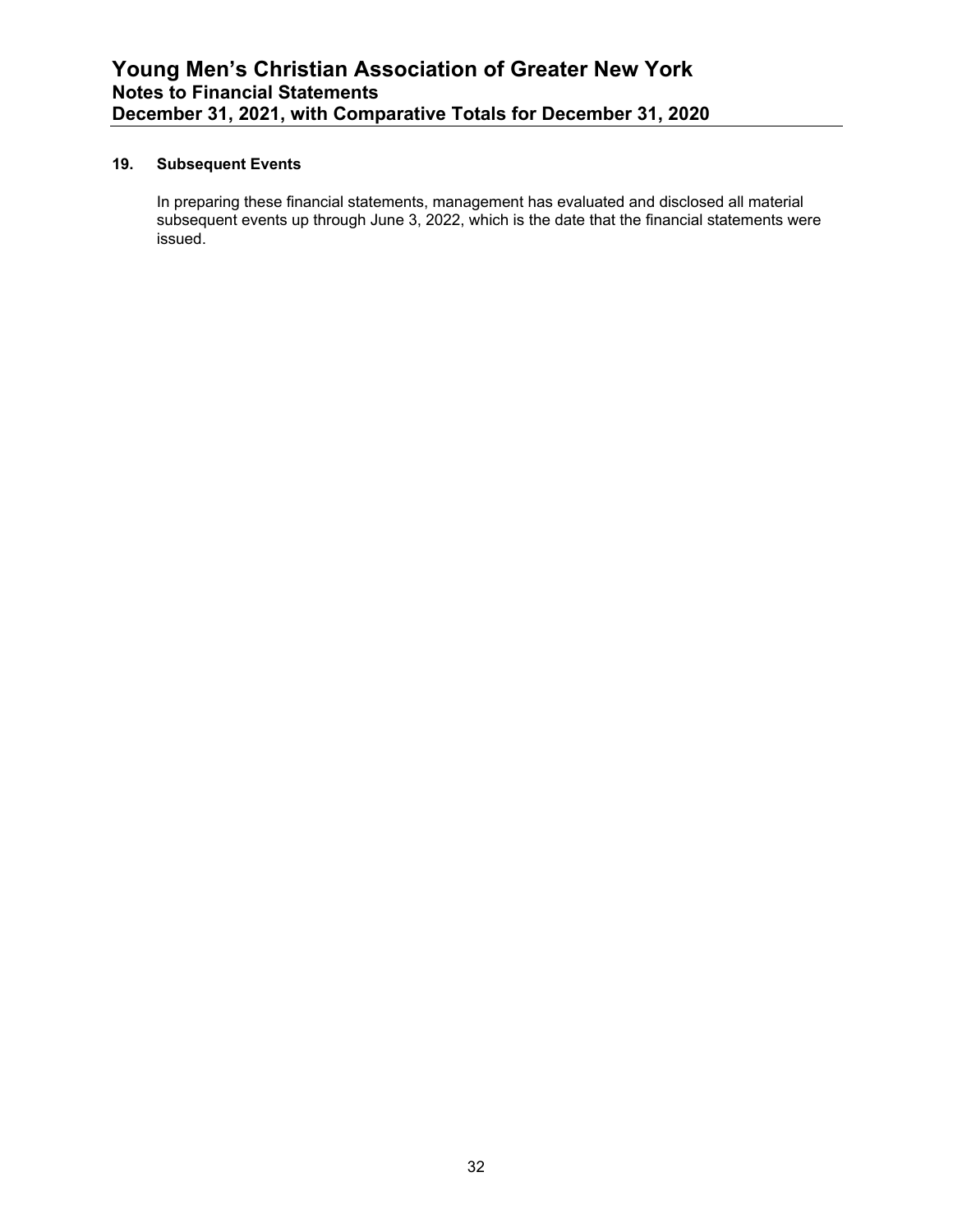## 19. Subsequent Events

In preparing these financial statements, management has evaluated and disclosed all material subsequent events up through June 3, 2022, which is the date that the financial statements were issued.